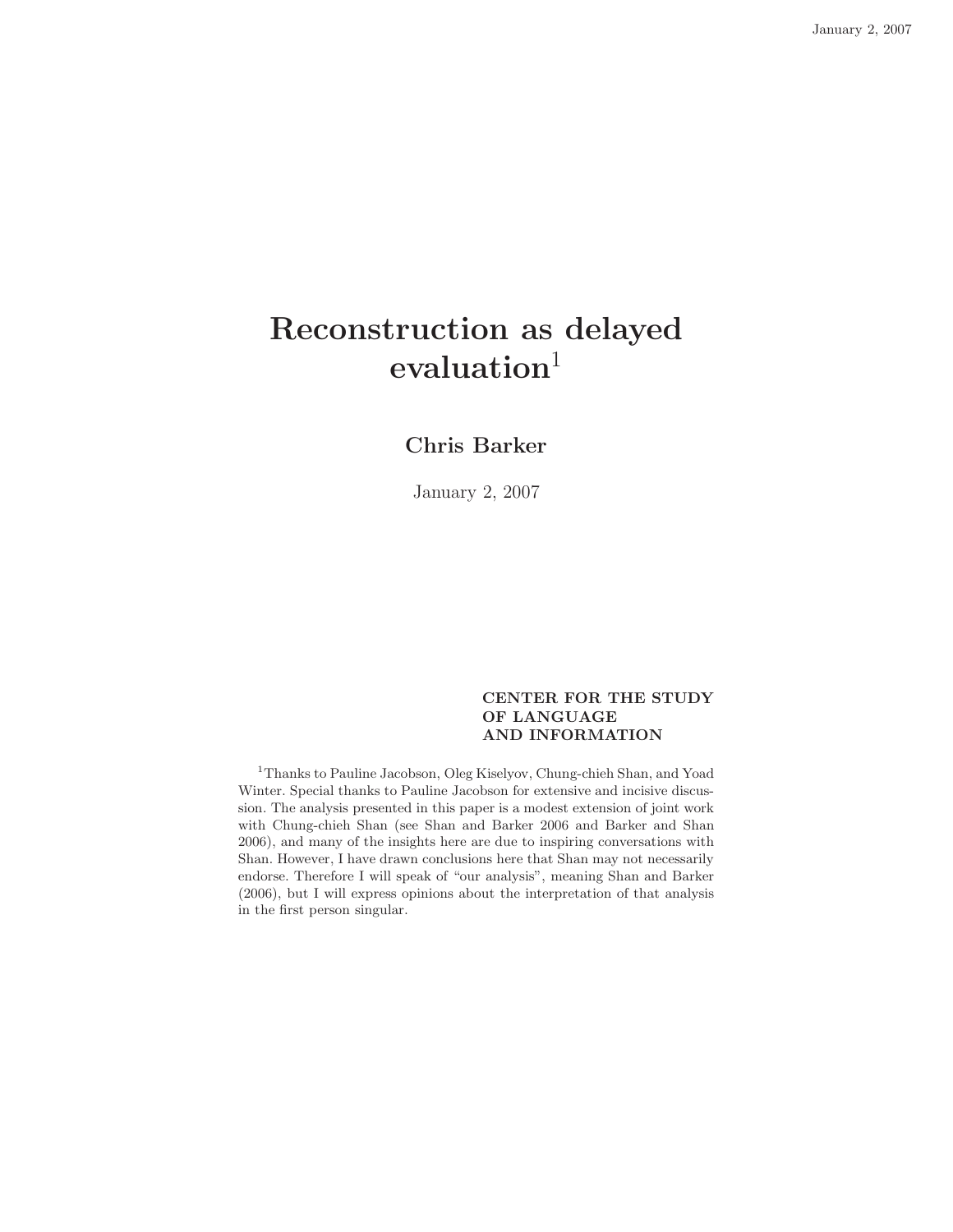# Reconstruction as delayed evaluation[1]

**Chris Barker**

January 2, 2007

**CENTER FOR THE STUDY OF LANGUAGE AND INFORMATION**

[1]Thanks to Pauline Jacobson, Oleg Kiselyov, Chung-chieh Shan, and Yoad Winter. Special thanks to Pauline Jacobson for extensive and incisive discussion. The analysis presented in this paper is a modest extension of joint work with Chung-chieh Shan (see Shan and Barker 2006 and Barker and Shan 2006), and many of the insights here are due to inspiring conversations with Shan. However, I have drawn conclusions here that Shan may not necessarily endorse. Therefore I will speak of "our analysis", meaning Shan and Barker (2006), but I will express opinions about the interpretation of that analysis in the first person singular.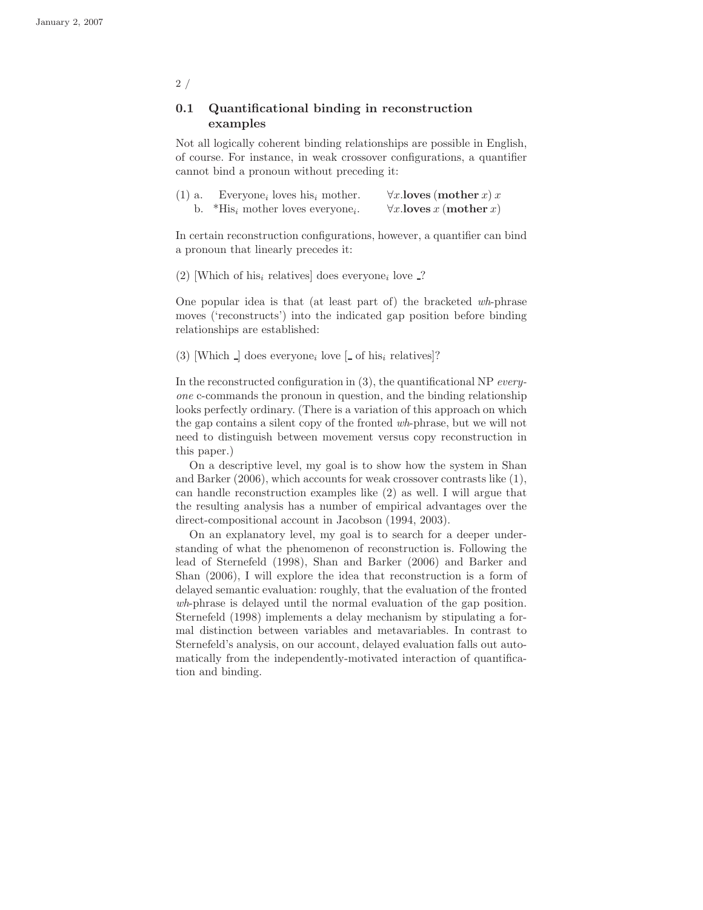## 0.1 Quantificational binding in reconstruction examples

Not all logically coherent binding relationships are possible in English, of course. For instance, in weak crossover configurations, a quantifier cannot bind a pronoun without preceding it:

(1) a. Everyone$_i$ loves his$_i$ mother. $\forall x.\mathbf{loves}\,(\mathbf{mother}\,x)\,x$
   b. *His$_i$ mother loves everyone$_i$. $\forall x.\mathbf{loves}\,x\,(\mathbf{mother}\,x)$

In certain reconstruction configurations, however, a quantifier can bind a pronoun that linearly precedes it:

(2) [Which of his$_i$ relatives] does everyone$_i$ love _?

One popular idea is that (at least part of) the bracketed *wh*-phrase moves ('reconstructs') into the indicated gap position before binding relationships are established:

(3) [Which _] does everyone$_i$ love [_ of his$_i$ relatives]?

In the reconstructed configuration in (3), the quantificational NP *everyone* c-commands the pronoun in question, and the binding relationship looks perfectly ordinary. (There is a variation of this approach on which the gap contains a silent copy of the fronted *wh*-phrase, but we will not need to distinguish between movement versus copy reconstruction in this paper.)

On a descriptive level, my goal is to show how the system in Shan and Barker (2006), which accounts for weak crossover contrasts like (1), can handle reconstruction examples like (2) as well. I will argue that the resulting analysis has a number of empirical advantages over the direct-compositional account in Jacobson (1994, 2003).

On an explanatory level, my goal is to search for a deeper understanding of what the phenomenon of reconstruction is. Following the lead of Sternefeld (1998), Shan and Barker (2006) and Barker and Shan (2006), I will explore the idea that reconstruction is a form of delayed semantic evaluation: roughly, that the evaluation of the fronted *wh*-phrase is delayed until the normal evaluation of the gap position. Sternefeld (1998) implements a delay mechanism by stipulating a formal distinction between variables and metavariables. In contrast to Sternefeld's analysis, on our account, delayed evaluation falls out automatically from the independently-motivated interaction of quantification and binding.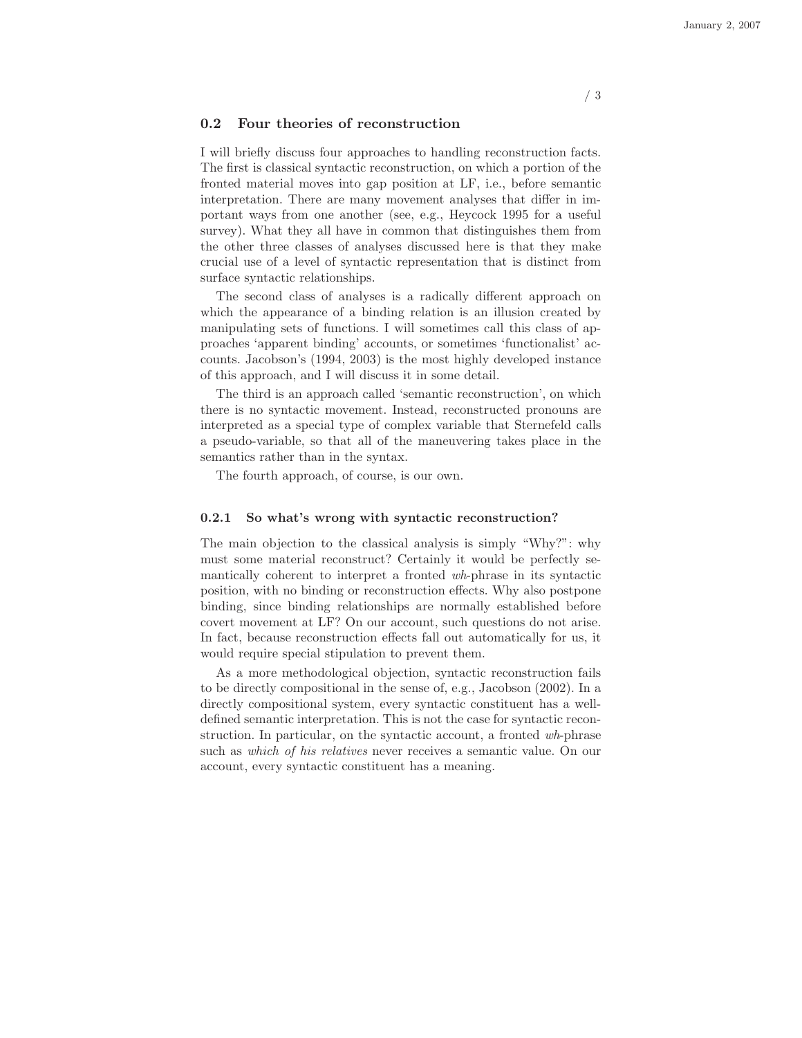## 0.2 Four theories of reconstruction

I will briefly discuss four approaches to handling reconstruction facts. The first is classical syntactic reconstruction, on which a portion of the fronted material moves into gap position at LF, i.e., before semantic interpretation. There are many movement analyses that differ in important ways from one another (see, e.g., Heycock 1995 for a useful survey). What they all have in common that distinguishes them from the other three classes of analyses discussed here is that they make crucial use of a level of syntactic representation that is distinct from surface syntactic relationships.

The second class of analyses is a radically different approach on which the appearance of a binding relation is an illusion created by manipulating sets of functions. I will sometimes call this class of approaches 'apparent binding' accounts, or sometimes 'functionalist' accounts. Jacobson's (1994, 2003) is the most highly developed instance of this approach, and I will discuss it in some detail.

The third is an approach called 'semantic reconstruction', on which there is no syntactic movement. Instead, reconstructed pronouns are interpreted as a special type of complex variable that Sternefeld calls a pseudo-variable, so that all of the maneuvering takes place in the semantics rather than in the syntax.

The fourth approach, of course, is our own.

### 0.2.1 So what's wrong with syntactic reconstruction?

The main objection to the classical analysis is simply "Why?": why must some material reconstruct? Certainly it would be perfectly semantically coherent to interpret a fronted *wh*-phrase in its syntactic position, with no binding or reconstruction effects. Why also postpone binding, since binding relationships are normally established before covert movement at LF? On our account, such questions do not arise. In fact, because reconstruction effects fall out automatically for us, it would require special stipulation to prevent them.

As a more methodological objection, syntactic reconstruction fails to be directly compositional in the sense of, e.g., Jacobson (2002). In a directly compositional system, every syntactic constituent has a well-defined semantic interpretation. This is not the case for syntactic reconstruction. In particular, on the syntactic account, a fronted *wh*-phrase such as *which of his relatives* never receives a semantic value. On our account, every syntactic constituent has a meaning.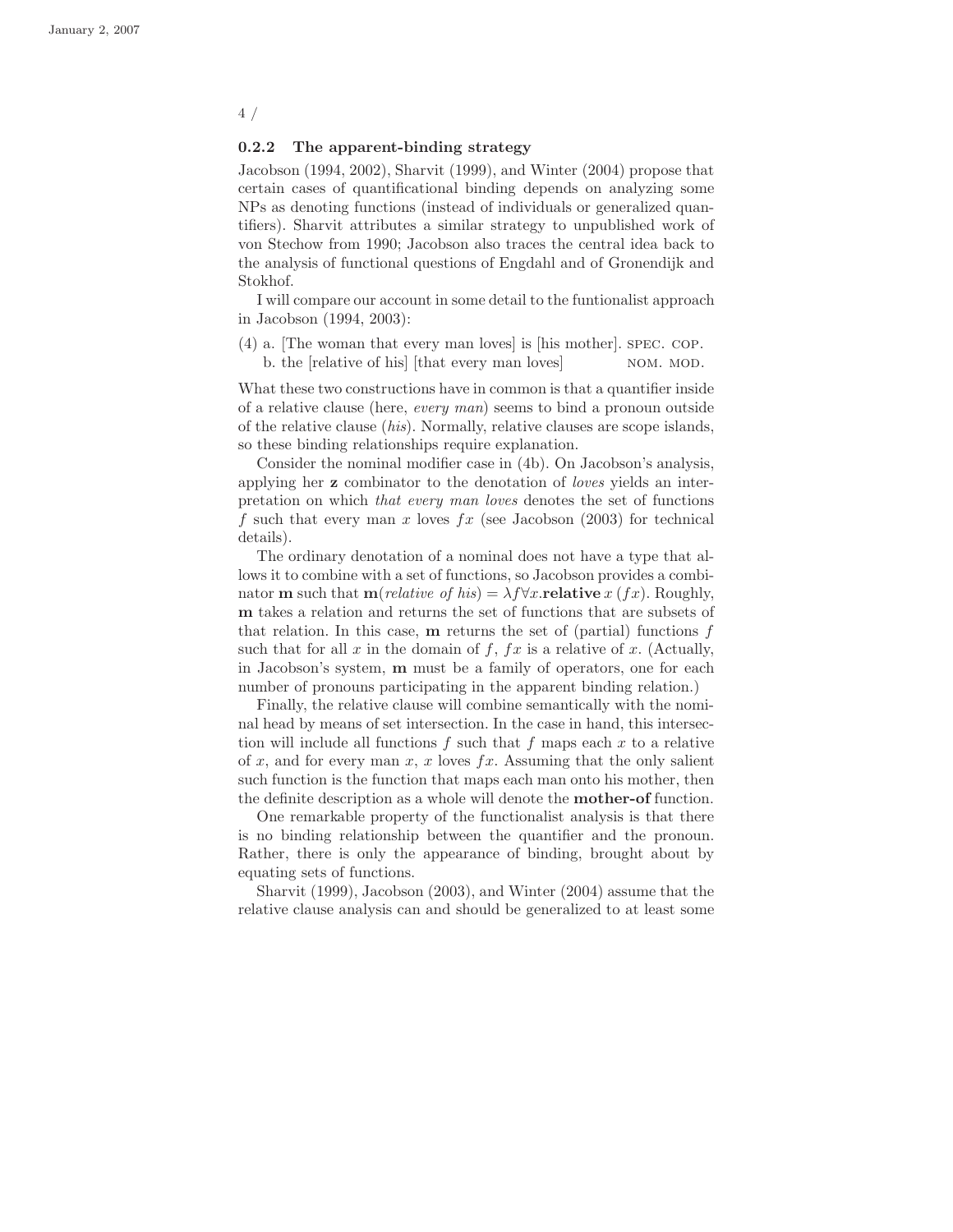### 0.2.2 The apparent-binding strategy

Jacobson (1994, 2002), Sharvit (1999), and Winter (2004) propose that certain cases of quantificational binding depends on analyzing some NPs as denoting functions (instead of individuals or generalized quantifiers). Sharvit attributes a similar strategy to unpublished work of von Stechow from 1990; Jacobson also traces the central idea back to the analysis of functional questions of Engdahl and of Gronendijk and Stokhof.

I will compare our account in some detail to the funtionalist approach in Jacobson (1994, 2003):

(4) a. [The woman that every man loves] is [his mother]. SPEC. COP.
    b. the [relative of his] [that every man loves] NOM. MOD.

What these two constructions have in common is that a quantifier inside of a relative clause (here, *every man*) seems to bind a pronoun outside of the relative clause (*his*). Normally, relative clauses are scope islands, so these binding relationships require explanation.

Consider the nominal modifier case in (4b). On Jacobson's analysis, applying her **z** combinator to the denotation of *loves* yields an interpretation on which *that every man loves* denotes the set of functions $f$ such that every man $x$ loves $fx$ (see Jacobson (2003) for technical details).

The ordinary denotation of a nominal does not have a type that allows it to combine with a set of functions, so Jacobson provides a combinator **m** such that $\mathbf{m}(\textit{relative of his}) = \lambda f \forall x.\mathbf{relative}\, x\, (fx)$. Roughly, **m** takes a relation and returns the set of functions that are subsets of that relation. In this case, **m** returns the set of (partial) functions $f$ such that for all $x$ in the domain of $f$, $fx$ is a relative of $x$. (Actually, in Jacobson's system, **m** must be a family of operators, one for each number of pronouns participating in the apparent binding relation.)

Finally, the relative clause will combine semantically with the nominal head by means of set intersection. In the case in hand, this intersection will include all functions $f$ such that $f$ maps each $x$ to a relative of $x$, and for every man $x$, $x$ loves $fx$. Assuming that the only salient such function is the function that maps each man onto his mother, then the definite description as a whole will denote the **mother-of** function.

One remarkable property of the functionalist analysis is that there is no binding relationship between the quantifier and the pronoun. Rather, there is only the appearance of binding, brought about by equating sets of functions.

Sharvit (1999), Jacobson (2003), and Winter (2004) assume that the relative clause analysis can and should be generalized to at least some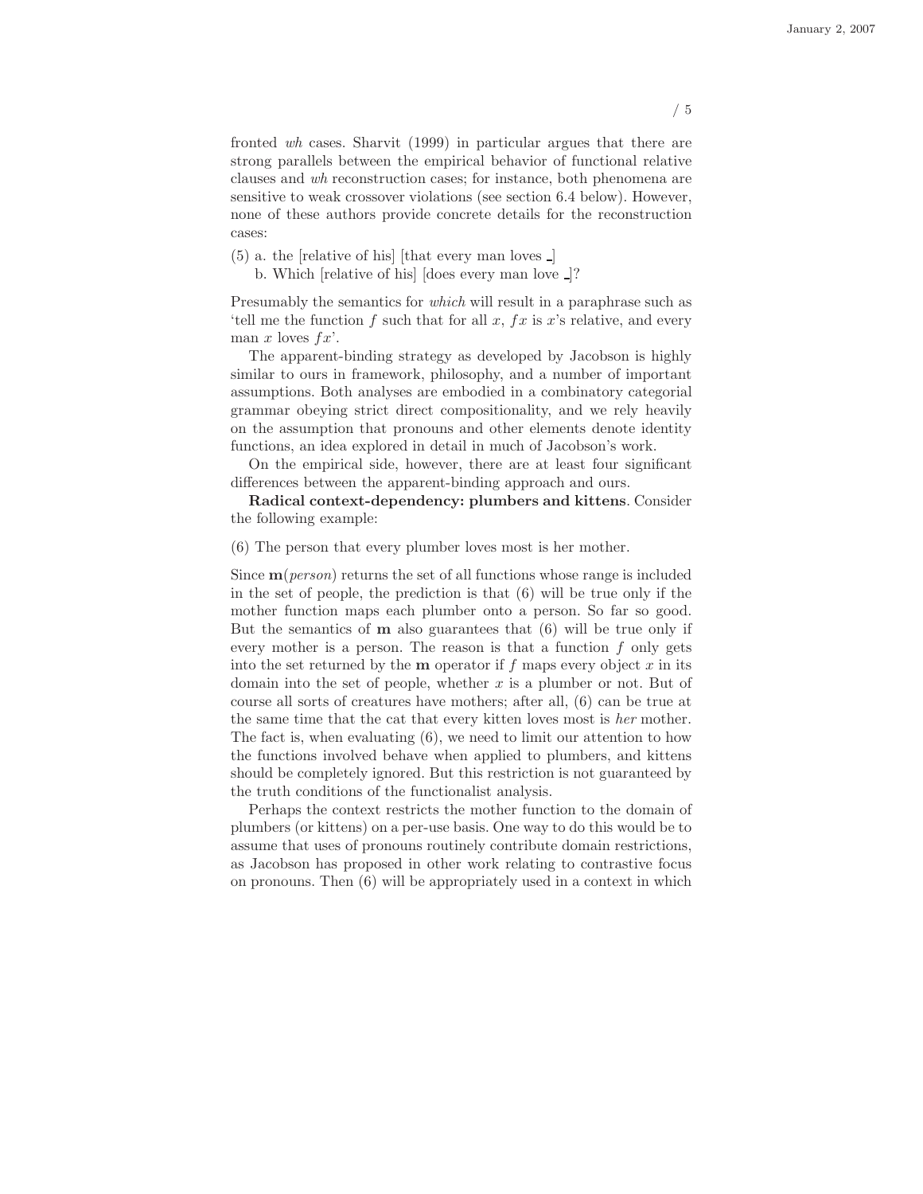fronted *wh* cases. Sharvit (1999) in particular argues that there are strong parallels between the empirical behavior of functional relative clauses and *wh* reconstruction cases; for instance, both phenomena are sensitive to weak crossover violations (see section 6.4 below). However, none of these authors provide concrete details for the reconstruction cases:

(5) a. the [relative of his] [that every man loves _]
    b. Which [relative of his] [does every man love _]?

Presumably the semantics for *which* will result in a paraphrase such as 'tell me the function $f$ such that for all $x$, $fx$ is $x$'s relative, and every man $x$ loves $fx$'.

The apparent-binding strategy as developed by Jacobson is highly similar to ours in framework, philosophy, and a number of important assumptions. Both analyses are embodied in a combinatory categorial grammar obeying strict direct compositionality, and we rely heavily on the assumption that pronouns and other elements denote identity functions, an idea explored in detail in much of Jacobson's work.

On the empirical side, however, there are at least four significant differences between the apparent-binding approach and ours.

**Radical context-dependency: plumbers and kittens**. Consider the following example:

(6) The person that every plumber loves most is her mother.

Since $\mathbf{m}(person)$ returns the set of all functions whose range is included in the set of people, the prediction is that (6) will be true only if the mother function maps each plumber onto a person. So far so good. But the semantics of $\mathbf{m}$ also guarantees that (6) will be true only if every mother is a person. The reason is that a function $f$ only gets into the set returned by the $\mathbf{m}$ operator if $f$ maps every object $x$ in its domain into the set of people, whether $x$ is a plumber or not. But of course all sorts of creatures have mothers; after all, (6) can be true at the same time that the cat that every kitten loves most is *her* mother. The fact is, when evaluating (6), we need to limit our attention to how the functions involved behave when applied to plumbers, and kittens should be completely ignored. But this restriction is not guaranteed by the truth conditions of the functionalist analysis.

Perhaps the context restricts the mother function to the domain of plumbers (or kittens) on a per-use basis. One way to do this would be to assume that uses of pronouns routinely contribute domain restrictions, as Jacobson has proposed in other work relating to contrastive focus on pronouns. Then (6) will be appropriately used in a context in which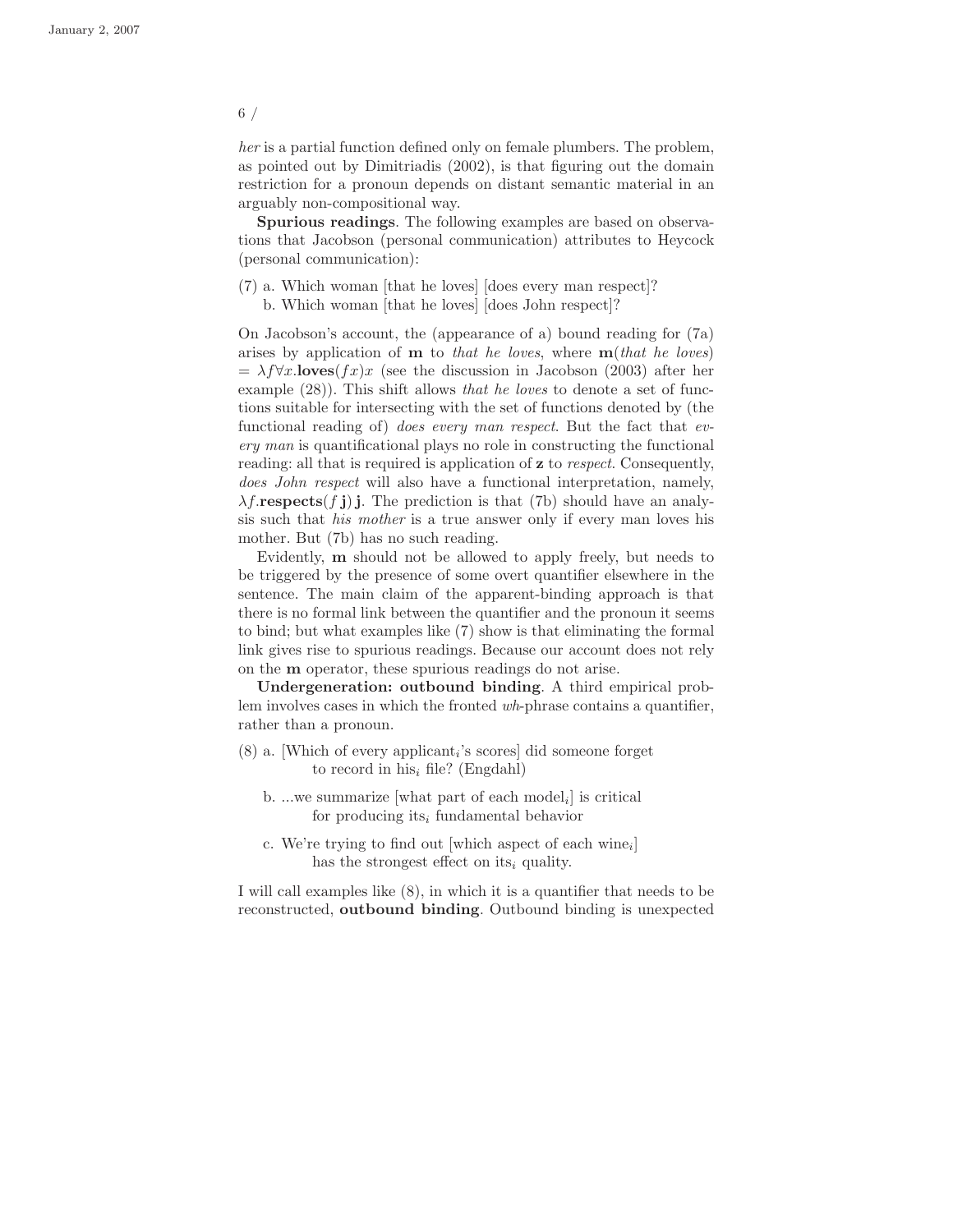*her* is a partial function defined only on female plumbers. The problem, as pointed out by Dimitriadis (2002), is that figuring out the domain restriction for a pronoun depends on distant semantic material in an arguably non-compositional way.

**Spurious readings**. The following examples are based on observations that Jacobson (personal communication) attributes to Heycock (personal communication):

(7) a. Which woman [that he loves] [does every man respect]?
    b. Which woman [that he loves] [does John respect]?

On Jacobson's account, the (appearance of a) bound reading for (7a) arises by application of **m** to *that he loves*, where **m**(*that he loves*) $= \lambda f \forall x.\mathbf{loves}(fx)x$ (see the discussion in Jacobson (2003) after her example (28)). This shift allows *that he loves* to denote a set of functions suitable for intersecting with the set of functions denoted by (the functional reading of) *does every man respect*. But the fact that *every man* is quantificational plays no role in constructing the functional reading: all that is required is application of **z** to *respect*. Consequently, *does John respect* will also have a functional interpretation, namely, $\lambda f.\mathbf{respects}(f\,\mathbf{j})\,\mathbf{j}$. The prediction is that (7b) should have an analysis such that *his mother* is a true answer only if every man loves his mother. But (7b) has no such reading.

Evidently, **m** should not be allowed to apply freely, but needs to be triggered by the presence of some overt quantifier elsewhere in the sentence. The main claim of the apparent-binding approach is that there is no formal link between the quantifier and the pronoun it seems to bind; but what examples like (7) show is that eliminating the formal link gives rise to spurious readings. Because our account does not rely on the **m** operator, these spurious readings do not arise.

**Undergeneration: outbound binding**. A third empirical problem involves cases in which the fronted *wh*-phrase contains a quantifier, rather than a pronoun.

(8) a. [Which of every applicant$_i$'s scores] did someone forget to record in his$_i$ file? (Engdahl)

    b. ...we summarize [what part of each model$_i$] is critical for producing its$_i$ fundamental behavior

    c. We're trying to find out [which aspect of each wine$_i$] has the strongest effect on its$_i$ quality.

I will call examples like (8), in which it is a quantifier that needs to be reconstructed, **outbound binding**. Outbound binding is unexpected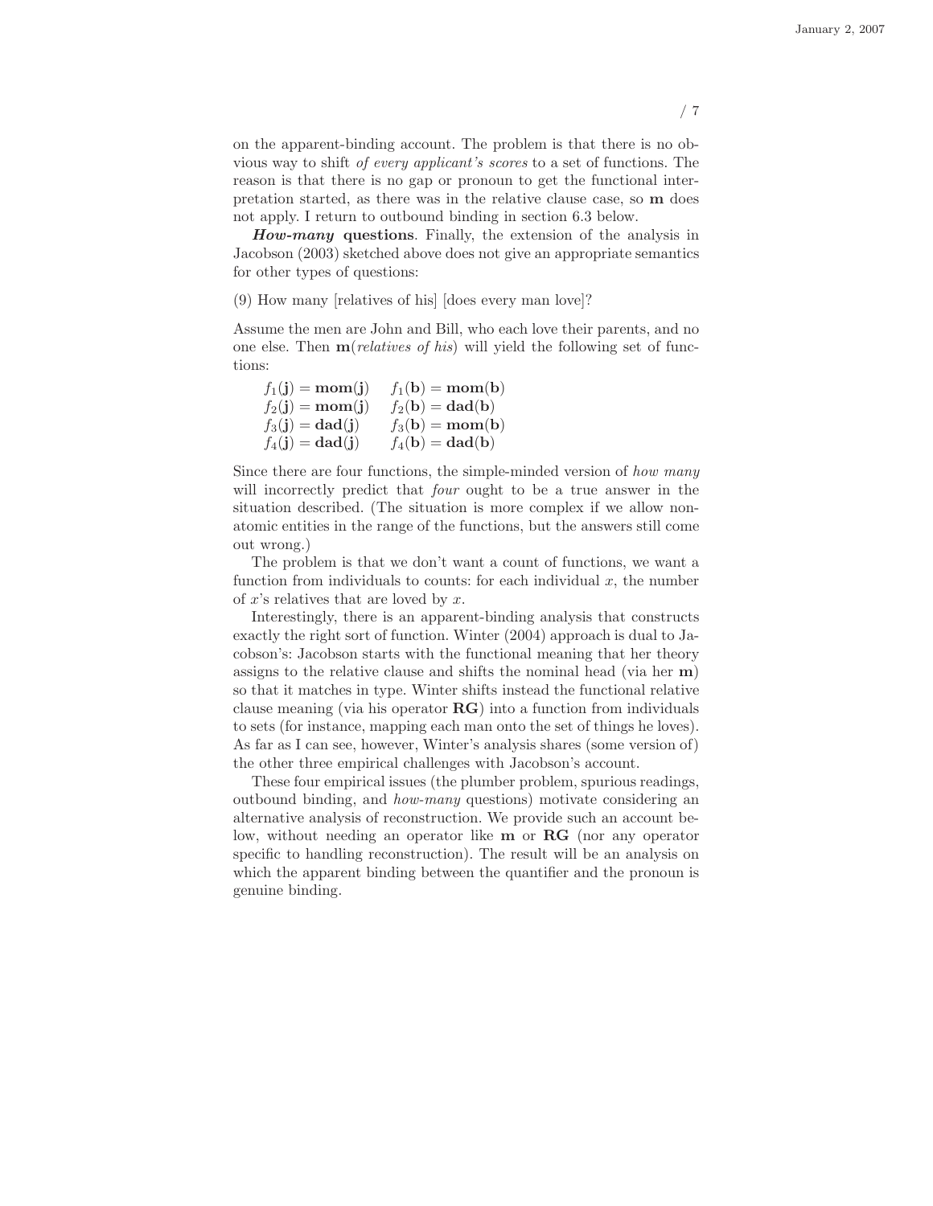on the apparent-binding account. The problem is that there is no obvious way to shift *of every applicant's scores* to a set of functions. The reason is that there is no gap or pronoun to get the functional interpretation started, as there was in the relative clause case, so **m** does not apply. I return to outbound binding in section 6.3 below.

***How-many* questions**. Finally, the extension of the analysis in Jacobson (2003) sketched above does not give an appropriate semantics for other types of questions:

(9) How many [relatives of his] [does every man love]?

Assume the men are John and Bill, who each love their parents, and no one else. Then **m**(*relatives of his*) will yield the following set of functions:

$f_1(\mathbf{j}) = \mathbf{mom}(\mathbf{j}) \quad f_1(\mathbf{b}) = \mathbf{mom}(\mathbf{b})$
$f_2(\mathbf{j}) = \mathbf{mom}(\mathbf{j}) \quad f_2(\mathbf{b}) = \mathbf{dad}(\mathbf{b})$
$f_3(\mathbf{j}) = \mathbf{dad}(\mathbf{j}) \quad f_3(\mathbf{b}) = \mathbf{mom}(\mathbf{b})$
$f_4(\mathbf{j}) = \mathbf{dad}(\mathbf{j}) \quad f_4(\mathbf{b}) = \mathbf{dad}(\mathbf{b})$

Since there are four functions, the simple-minded version of *how many* will incorrectly predict that *four* ought to be a true answer in the situation described. (The situation is more complex if we allow non-atomic entities in the range of the functions, but the answers still come out wrong.)

The problem is that we don't want a count of functions, we want a function from individuals to counts: for each individual $x$, the number of $x$'s relatives that are loved by $x$.

Interestingly, there is an apparent-binding analysis that constructs exactly the right sort of function. Winter (2004) approach is dual to Jacobson's: Jacobson starts with the functional meaning that her theory assigns to the relative clause and shifts the nominal head (via her **m**) so that it matches in type. Winter shifts instead the functional relative clause meaning (via his operator **RG**) into a function from individuals to sets (for instance, mapping each man onto the set of things he loves). As far as I can see, however, Winter's analysis shares (some version of) the other three empirical challenges with Jacobson's account.

These four empirical issues (the plumber problem, spurious readings, outbound binding, and *how-many* questions) motivate considering an alternative analysis of reconstruction. We provide such an account below, without needing an operator like **m** or **RG** (nor any operator specific to handling reconstruction). The result will be an analysis on which the apparent binding between the quantifier and the pronoun is genuine binding.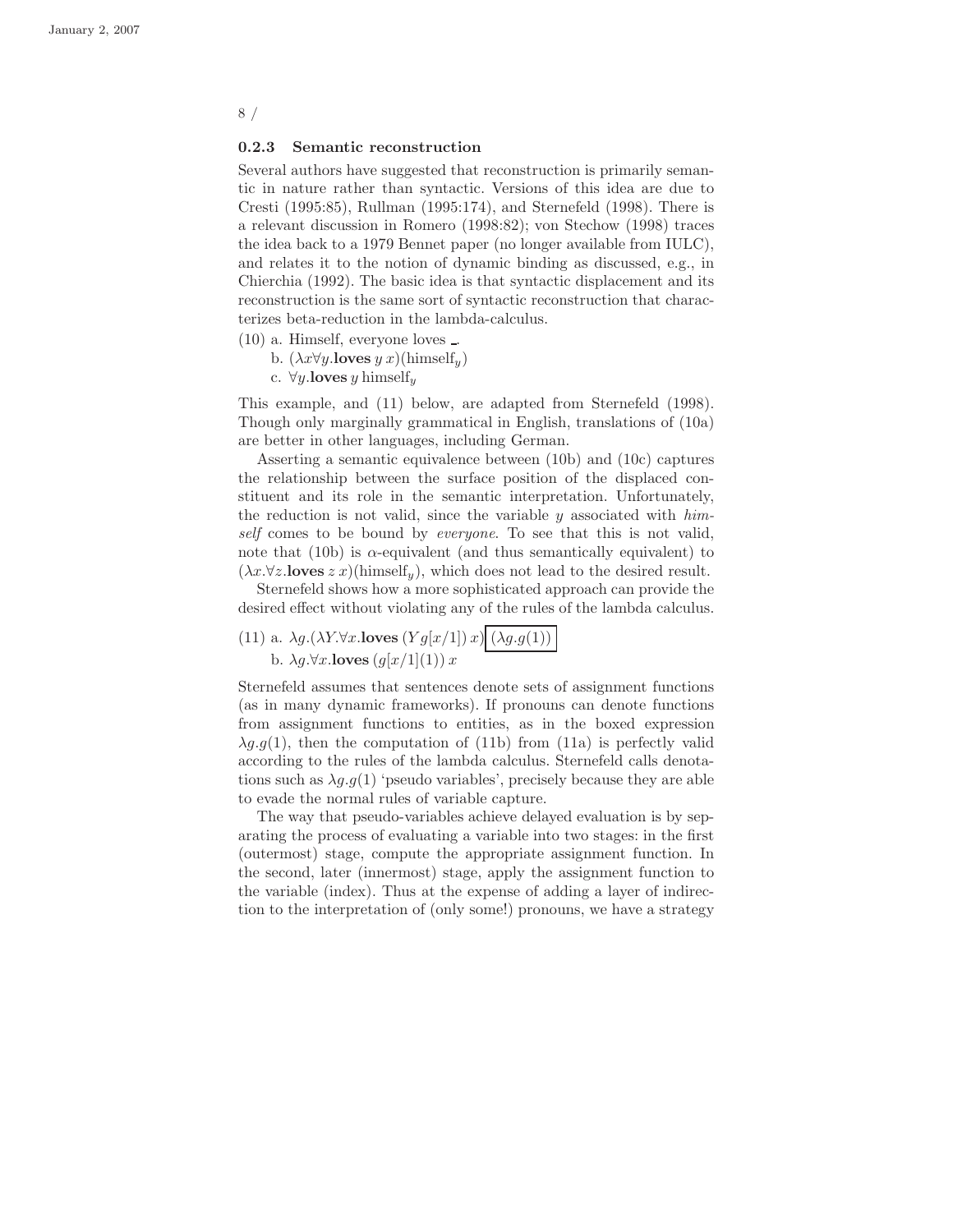### 0.2.3 Semantic reconstruction

Several authors have suggested that reconstruction is primarily semantic in nature rather than syntactic. Versions of this idea are due to Cresti (1995:85), Rullman (1995:174), and Sternefeld (1998). There is a relevant discussion in Romero (1998:82); von Stechow (1998) traces the idea back to a 1979 Bennet paper (no longer available from IULC), and relates it to the notion of dynamic binding as discussed, e.g., in Chierchia (1992). The basic idea is that syntactic displacement and its reconstruction is the same sort of syntactic reconstruction that characterizes beta-reduction in the lambda-calculus.

(10) a. Himself, everyone loves _.

b. $(\lambda x \forall y.\textbf{loves}\, y\, x)(\text{himself}_y)$

c. $\forall y.\textbf{loves}\, y\, \text{himself}_y$

This example, and (11) below, are adapted from Sternefeld (1998). Though only marginally grammatical in English, translations of (10a) are better in other languages, including German.

Asserting a semantic equivalence between (10b) and (10c) captures the relationship between the surface position of the displaced constituent and its role in the semantic interpretation. Unfortunately, the reduction is not valid, since the variable $y$ associated with *himself* comes to be bound by *everyone*. To see that this is not valid, note that (10b) is $\alpha$-equivalent (and thus semantically equivalent) to $(\lambda x.\forall z.\textbf{loves}\, z\, x)(\text{himself}_y)$, which does not lead to the desired result.

Sternefeld shows how a more sophisticated approach can provide the desired effect without violating any of the rules of the lambda calculus.

(11) a. $\lambda g.(\lambda Y.\forall x.\textbf{loves}\, (Y\, g[x/1])\, x)\, \boxed{(\lambda g.g(1))}$

b. $\lambda g.\forall x.\textbf{loves}\, (g[x/1](1))\, x$

Sternefeld assumes that sentences denote sets of assignment functions (as in many dynamic frameworks). If pronouns can denote functions from assignment functions to entities, as in the boxed expression $\lambda g.g(1)$, then the computation of (11b) from (11a) is perfectly valid according to the rules of the lambda calculus. Sternefeld calls denotations such as $\lambda g.g(1)$ 'pseudo variables', precisely because they are able to evade the normal rules of variable capture.

The way that pseudo-variables achieve delayed evaluation is by separating the process of evaluating a variable into two stages: in the first (outermost) stage, compute the appropriate assignment function. In the second, later (innermost) stage, apply the assignment function to the variable (index). Thus at the expense of adding a layer of indirection to the interpretation of (only some!) pronouns, we have a strategy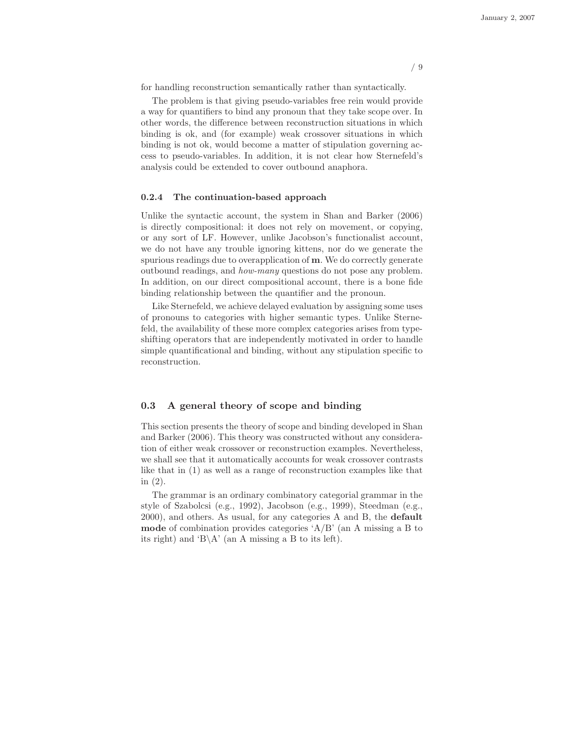for handling reconstruction semantically rather than syntactically.

The problem is that giving pseudo-variables free rein would provide a way for quantifiers to bind any pronoun that they take scope over. In other words, the difference between reconstruction situations in which binding is ok, and (for example) weak crossover situations in which binding is not ok, would become a matter of stipulation governing access to pseudo-variables. In addition, it is not clear how Sternefeld's analysis could be extended to cover outbound anaphora.

### 0.2.4 The continuation-based approach

Unlike the syntactic account, the system in Shan and Barker (2006) is directly compositional: it does not rely on movement, or copying, or any sort of LF. However, unlike Jacobson's functionalist account, we do not have any trouble ignoring kittens, nor do we generate the spurious readings due to overapplication of **m**. We do correctly generate outbound readings, and *how-many* questions do not pose any problem. In addition, on our direct compositional account, there is a bone fide binding relationship between the quantifier and the pronoun.

Like Sternefeld, we achieve delayed evaluation by assigning some uses of pronouns to categories with higher semantic types. Unlike Sternefeld, the availability of these more complex categories arises from type-shifting operators that are independently motivated in order to handle simple quantificational and binding, without any stipulation specific to reconstruction.

## 0.3 A general theory of scope and binding

This section presents the theory of scope and binding developed in Shan and Barker (2006). This theory was constructed without any consideration of either weak crossover or reconstruction examples. Nevertheless, we shall see that it automatically accounts for weak crossover contrasts like that in (1) as well as a range of reconstruction examples like that in (2).

The grammar is an ordinary combinatory categorial grammar in the style of Szabolcsi (e.g., 1992), Jacobson (e.g., 1999), Steedman (e.g., 2000), and others. As usual, for any categories A and B, the **default mode** of combination provides categories 'A/B' (an A missing a B to its right) and 'B\A' (an A missing a B to its left).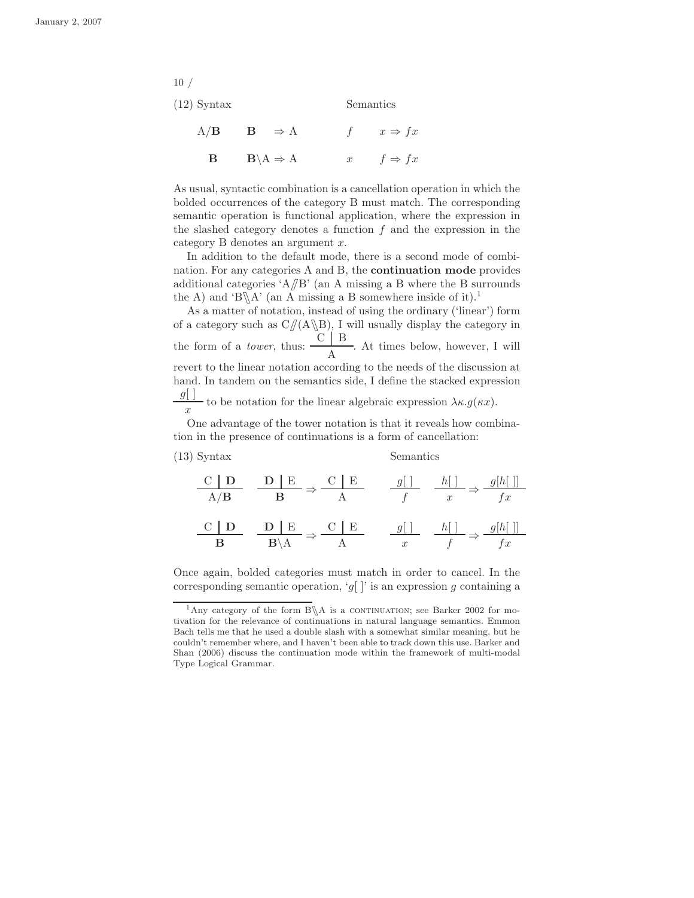(12) Syntax Semantics

$$\mathrm{A}/\mathbf{B} \quad \mathbf{B} \Rightarrow \mathrm{A} \qquad\qquad f \quad x \Rightarrow fx$$

$$\mathbf{B} \quad \mathbf{B}\backslash \mathrm{A} \Rightarrow \mathrm{A} \qquad\qquad x \quad f \Rightarrow fx$$

As usual, syntactic combination is a cancellation operation in which the bolded occurrences of the category B must match. The corresponding semantic operation is functional application, where the expression in the slashed category denotes a function $f$ and the expression in the category B denotes an argument $x$.

In addition to the default mode, there is a second mode of combination. For any categories A and B, the **continuation mode** provides additional categories 'A⫽B' (an A missing a B where the B surrounds the A) and 'B⑊A' (an A missing a B somewhere inside of it).[1]

As a matter of notation, instead of using the ordinary ('linear') form of a category such as C⫽(A⑊B), I will usually display the category in the form of a *tower*, thus: $\frac{\mathrm{C} \mid \mathrm{B}}{\mathrm{A}}$. At times below, however, I will revert to the linear notation according to the needs of the discussion at hand. In tandem on the semantics side, I define the stacked expression $\frac{g[\;]}{x}$ to be notation for the linear algebraic expression $\lambda\kappa.g(\kappa x)$.

One advantage of the tower notation is that it reveals how combination in the presence of continuations is a form of cancellation:

(13) Syntax Semantics

$$\frac{\mathrm{C} \mid \mathbf{D}}{\mathrm{A}/\mathbf{B}} \quad \frac{\mathbf{D} \mid \mathrm{E}}{\mathbf{B}} \Rightarrow \frac{\mathrm{C} \mid \mathrm{E}}{\mathrm{A}} \qquad\qquad \frac{g[\;]}{f} \quad \frac{h[\;]}{x} \Rightarrow \frac{g[h[\;]]}{fx}$$

$$\frac{\mathrm{C} \mid \mathbf{D}}{\mathbf{B}} \quad \frac{\mathbf{D} \mid \mathrm{E}}{\mathbf{B}\backslash \mathrm{A}} \Rightarrow \frac{\mathrm{C} \mid \mathrm{E}}{\mathrm{A}} \qquad\qquad \frac{g[\;]}{x} \quad \frac{h[\;]}{f} \Rightarrow \frac{g[h[\;]]}{fx}$$

Once again, bolded categories must match in order to cancel. In the corresponding semantic operation, '$g[\;]$' is an expression $g$ containing a

---

[1] Any category of the form B⑊A is a CONTINUATION; see Barker 2002 for motivation for the relevance of continuations in natural language semantics. Emmon Bach tells me that he used a double slash with a somewhat similar meaning, but he couldn't remember where, and I haven't been able to track down this use. Barker and Shan (2006) discuss the continuation mode within the framework of multi-modal Type Logical Grammar.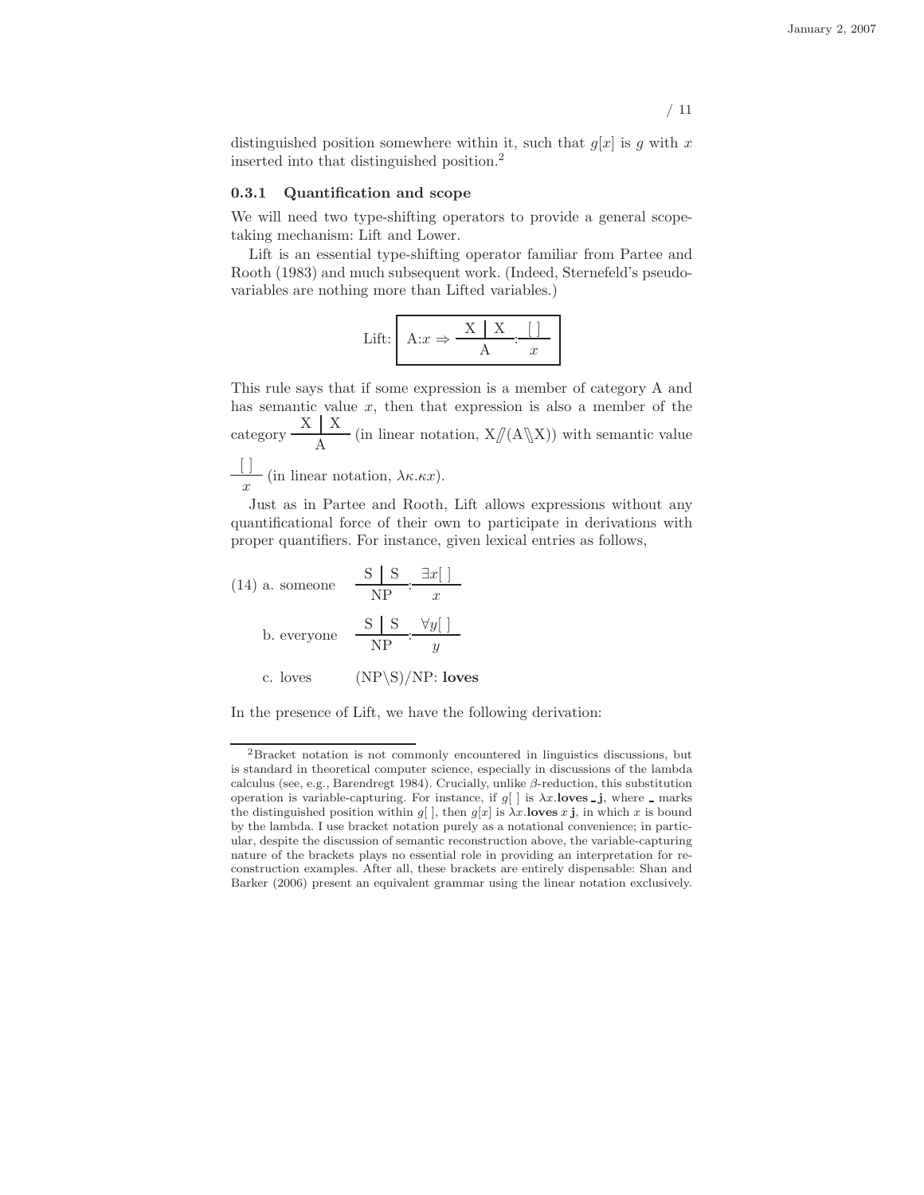distinguished position somewhere within it, such that $g[x]$ is $g$ with $x$ inserted into that distinguished position.[2]

### 0.3.1 Quantification and scope

We will need two type-shifting operators to provide a general scope-taking mechanism: Lift and Lower.

Lift is an essential type-shifting operator familiar from Partee and Rooth (1983) and much subsequent work. (Indeed, Sternefeld's pseudo-variables are nothing more than Lifted variables.)

$$\text{Lift:} \quad \boxed{\text{A}{:}x \Rightarrow \frac{\text{X} \mid \text{X}}{\text{A}} : \frac{[\ ]}{x}}$$

This rule says that if some expression is a member of category A and has semantic value $x$, then that expression is also a member of the category $\frac{\text{X} \mid \text{X}}{\text{A}}$ (in linear notation, X⫽(A⑊X)) with semantic value $\frac{[\ ]}{x}$ (in linear notation, $\lambda\kappa.\kappa x$).

Just as in Partee and Rooth, Lift allows expressions without any quantificational force of their own to participate in derivations with proper quantifiers. For instance, given lexical entries as follows,

(14) a. someone $\quad \frac{\text{S} \mid \text{S}}{\text{NP}} : \frac{\exists x[\ ]}{x}$

b. everyone $\quad \frac{\text{S} \mid \text{S}}{\text{NP}} : \frac{\forall y[\ ]}{y}$

c. loves $\quad$ (NP\S)/NP: **loves**

In the presence of Lift, we have the following derivation:

---

[2] Bracket notation is not commonly encountered in linguistics discussions, but is standard in theoretical computer science, especially in discussions of the lambda calculus (see, e.g., Barendregt 1984). Crucially, unlike $\beta$-reduction, this substitution operation is variable-capturing. For instance, if $g[\ ]$ is $\lambda x.$**loves** _ **j**, where _ marks the distinguished position within $g[\ ]$, then $g[x]$ is $\lambda x.$**loves** $x$ **j**, in which $x$ is bound by the lambda. I use bracket notation purely as a notational convenience; in particular, despite the discussion of semantic reconstruction above, the variable-capturing nature of the brackets plays no essential role in providing an interpretation for reconstruction examples. After all, these brackets are entirely dispensable: Shan and Barker (2006) present an equivalent grammar using the linear notation exclusively.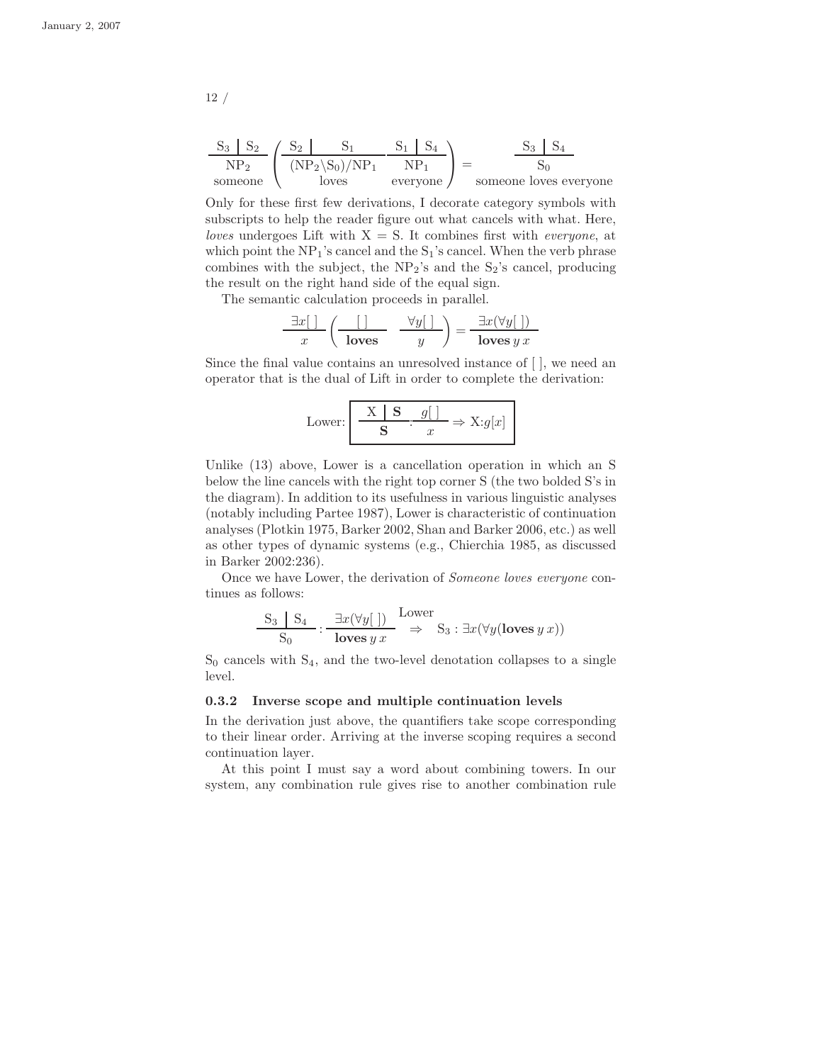$$\frac{\mathrm{S}_3 \;\big|\; \mathrm{S}_2}{\mathrm{NP}_2} \left( \frac{\mathrm{S}_2 \;\big|\; \mathrm{S}_1}{(\mathrm{NP}_2\backslash \mathrm{S}_0)/\mathrm{NP}_1} \; \frac{\mathrm{S}_1 \;\big|\; \mathrm{S}_4}{\mathrm{NP}_1} \right) = \frac{\mathrm{S}_3 \;\big|\; \mathrm{S}_4}{\mathrm{S}_0}$$
$$\text{someone} \qquad \text{loves} \qquad \text{everyone} \qquad \text{someone loves everyone}$$

Only for these first few derivations, I decorate category symbols with subscripts to help the reader figure out what cancels with what. Here, *loves* undergoes Lift with X = S. It combines first with *everyone*, at which point the $\mathrm{NP}_1$'s cancel and the $\mathrm{S}_1$'s cancel. When the verb phrase combines with the subject, the $\mathrm{NP}_2$'s and the $\mathrm{S}_2$'s cancel, producing the result on the right hand side of the equal sign.

The semantic calculation proceeds in parallel.

$$\frac{\exists x[\;]}{x} \left( \frac{[\;]}{\mathbf{loves}} \; \frac{\forall y[\;]}{y} \right) = \frac{\exists x(\forall y[\;])}{\mathbf{loves}\; y\; x}$$

Since the final value contains an unresolved instance of [ ], we need an operator that is the dual of Lift in order to complete the derivation:

$$\text{Lower: } \boxed{\frac{\mathrm{X} \;\big|\; \mathbf{S}}{\mathbf{S}} : \frac{g[\;]}{x} \Rightarrow \mathrm{X}{:}g[x]}$$

Unlike (13) above, Lower is a cancellation operation in which an S below the line cancels with the right top corner S (the two bolded S's in the diagram). In addition to its usefulness in various linguistic analyses (notably including Partee 1987), Lower is characteristic of continuation analyses (Plotkin 1975, Barker 2002, Shan and Barker 2006, etc.) as well as other types of dynamic systems (e.g., Chierchia 1985, as discussed in Barker 2002:236).

Once we have Lower, the derivation of *Someone loves everyone* continues as follows:

$$\frac{\mathrm{S}_3 \;\big|\; \mathrm{S}_4}{\mathrm{S}_0} : \frac{\exists x(\forall y[\;])}{\mathbf{loves}\; y\; x} \overset{\text{Lower}}{\Rightarrow} \mathrm{S}_3 : \exists x(\forall y(\mathbf{loves}\; y\; x))$$

$\mathrm{S}_0$ cancels with $\mathrm{S}_4$, and the two-level denotation collapses to a single level.

### 0.3.2 Inverse scope and multiple continuation levels

In the derivation just above, the quantifiers take scope corresponding to their linear order. Arriving at the inverse scoping requires a second continuation layer.

At this point I must say a word about combining towers. In our system, any combination rule gives rise to another combination rule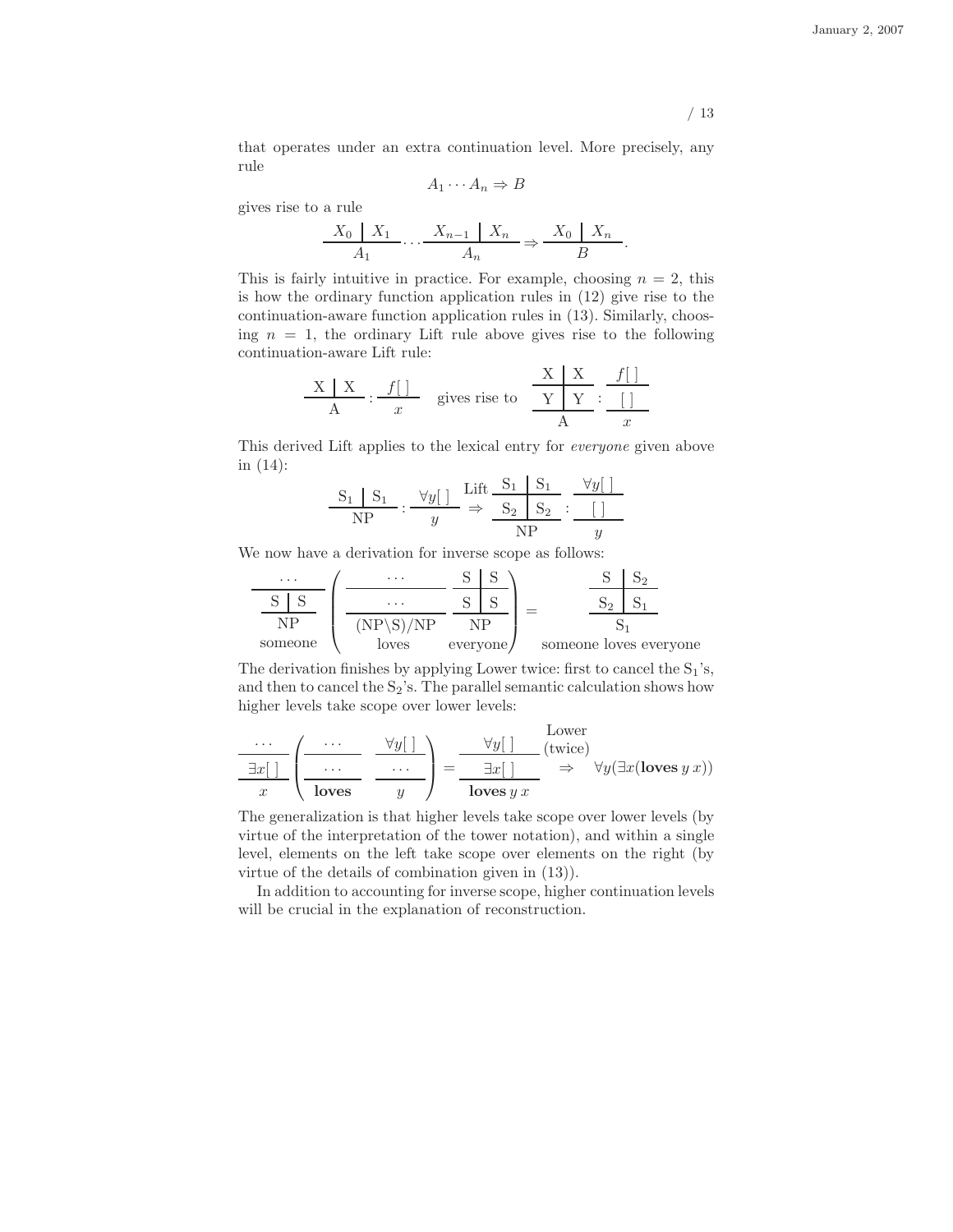that operates under an extra continuation level. More precisely, any rule

$$A_1 \cdots A_n \Rightarrow B$$

gives rise to a rule

$$\frac{X_0 \;\big|\; X_1}{A_1} \cdots \frac{X_{n-1} \;\big|\; X_n}{A_n} \Rightarrow \frac{X_0 \;\big|\; X_n}{B}.$$

This is fairly intuitive in practice. For example, choosing $n = 2$, this is how the ordinary function application rules in (12) give rise to the continuation-aware function application rules in (13). Similarly, choosing $n = 1$, the ordinary Lift rule above gives rise to the following continuation-aware Lift rule:

$$\frac{\mathrm{X} \;\big|\; \mathrm{X}}{\mathrm{A}} : \frac{f[\;]}{x} \quad \text{gives rise to} \quad \frac{\mathrm{X} \;\big|\; \mathrm{X}}{\dfrac{\mathrm{Y} \;\big|\; \mathrm{Y}}{\mathrm{A}}} : \frac{f[\;]}{\dfrac{[\;]}{x}}$$

This derived Lift applies to the lexical entry for *everyone* given above in (14):

$$\frac{\mathrm{S}_1 \;\big|\; \mathrm{S}_1}{\mathrm{NP}} : \frac{\forall y[\;]}{y} \overset{\text{Lift}}{\Rightarrow} \frac{\mathrm{S}_1 \;\big|\; \mathrm{S}_1}{\dfrac{\mathrm{S}_2 \;\big|\; \mathrm{S}_2}{\mathrm{NP}}} : \frac{\forall y[\;]}{\dfrac{[\;]}{y}}$$

We now have a derivation for inverse scope as follows:

$$\underset{\text{someone}}{\frac{\cdots}{\dfrac{\mathrm{S} \;\big|\; \mathrm{S}}{\mathrm{NP}}}} \left( \underset{\text{loves}}{\frac{\cdots}{\dfrac{\cdots}{(\mathrm{NP}\backslash \mathrm{S})/\mathrm{NP}}}} \; \underset{\text{everyone}}{\frac{\mathrm{S} \;\big|\; \mathrm{S}}{\dfrac{\mathrm{S} \;\big|\; \mathrm{S}}{\mathrm{NP}}}} \right) = \underset{\text{someone loves everyone}}{\frac{\mathrm{S} \;\big|\; \mathrm{S}_2}{\dfrac{\mathrm{S}_2 \;\big|\; \mathrm{S}_1}{\mathrm{S}_1}}}$$

The derivation finishes by applying Lower twice: first to cancel the $\mathrm{S}_1$'s, and then to cancel the $\mathrm{S}_2$'s. The parallel semantic calculation shows how higher levels take scope over lower levels:

$$\frac{\cdots}{\dfrac{\exists x[\;]}{x}} \left( \frac{\cdots}{\dfrac{\cdots}{\mathbf{loves}}} \; \frac{\forall y[\;]}{\dfrac{\cdots}{y}} \right) = \frac{\forall y[\;]}{\dfrac{\exists x[\;]}{\mathbf{loves}\, y\, x}} \overset{\substack{\text{Lower} \\ \text{(twice)}}}{\Rightarrow} \forall y(\exists x(\mathbf{loves}\, y\, x))$$

The generalization is that higher levels take scope over lower levels (by virtue of the interpretation of the tower notation), and within a single level, elements on the left take scope over elements on the right (by virtue of the details of combination given in (13)).

In addition to accounting for inverse scope, higher continuation levels will be crucial in the explanation of reconstruction.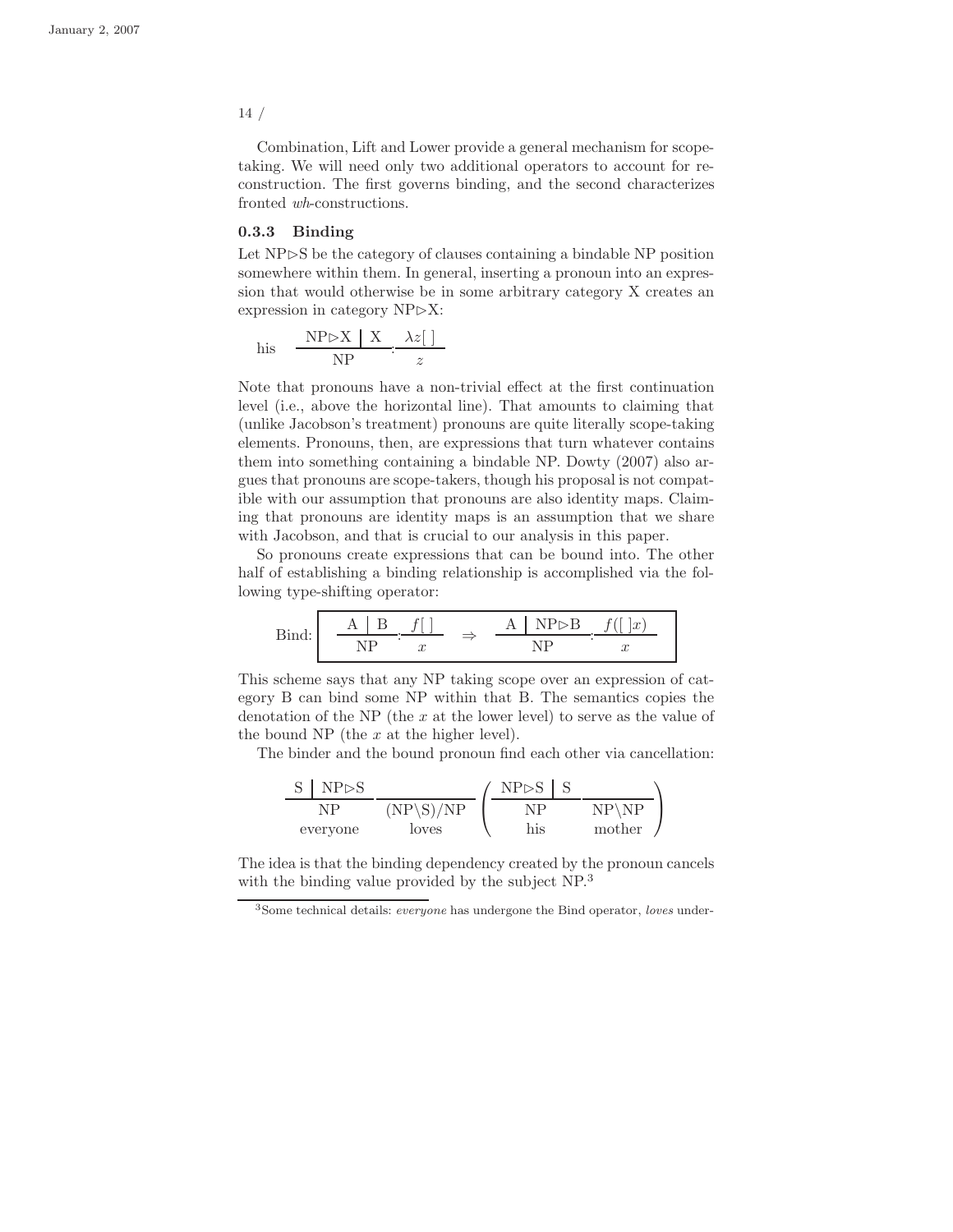Combination, Lift and Lower provide a general mechanism for scope-taking. We will need only two additional operators to account for reconstruction. The first governs binding, and the second characterizes fronted *wh*-constructions.

### 0.3.3 Binding

Let NP⊳S be the category of clauses containing a bindable NP position somewhere within them. In general, inserting a pronoun into an expression that would otherwise be in some arbitrary category X creates an expression in category NP⊳X:

$$\text{his}\quad \frac{\mathrm{NP}\rhd \mathrm{X} \mid \mathrm{X}}{\mathrm{NP}} : \frac{\lambda z[\;]}{z}$$

Note that pronouns have a non-trivial effect at the first continuation level (i.e., above the horizontal line). That amounts to claiming that (unlike Jacobson's treatment) pronouns are quite literally scope-taking elements. Pronouns, then, are expressions that turn whatever contains them into something containing a bindable NP. Dowty (2007) also argues that pronouns are scope-takers, though his proposal is not compatible with our assumption that pronouns are also identity maps. Claiming that pronouns are identity maps is an assumption that we share with Jacobson, and that is crucial to our analysis in this paper.

So pronouns create expressions that can be bound into. The other half of establishing a binding relationship is accomplished via the following type-shifting operator:

$$\text{Bind:}\quad \frac{\mathrm{A} \mid \mathrm{B}}{\mathrm{NP}} : \frac{f[\;]}{x} \quad\Rightarrow\quad \frac{\mathrm{A} \mid \mathrm{NP}\rhd \mathrm{B}}{\mathrm{NP}} : \frac{f([\;]x)}{x}$$

This scheme says that any NP taking scope over an expression of category B can bind some NP within that B. The semantics copies the denotation of the NP (the $x$ at the lower level) to serve as the value of the bound NP (the $x$ at the higher level).

The binder and the bound pronoun find each other via cancellation:

$$\frac{\mathrm{S} \mid \mathrm{NP}\rhd \mathrm{S}}{\underset{\text{everyone}}{\mathrm{NP}}}\quad \frac{}{\underset{\text{loves}}{(\mathrm{NP}\backslash \mathrm{S})/\mathrm{NP}}}\quad \left( \frac{\mathrm{NP}\rhd \mathrm{S} \mid \mathrm{S}}{\underset{\text{his}}{\mathrm{NP}}}\quad \frac{}{\underset{\text{mother}}{\mathrm{NP}\backslash \mathrm{NP}}} \right)$$

The idea is that the binding dependency created by the pronoun cancels with the binding value provided by the subject NP.[3]

[3] Some technical details: *everyone* has undergone the Bind operator, *loves* under-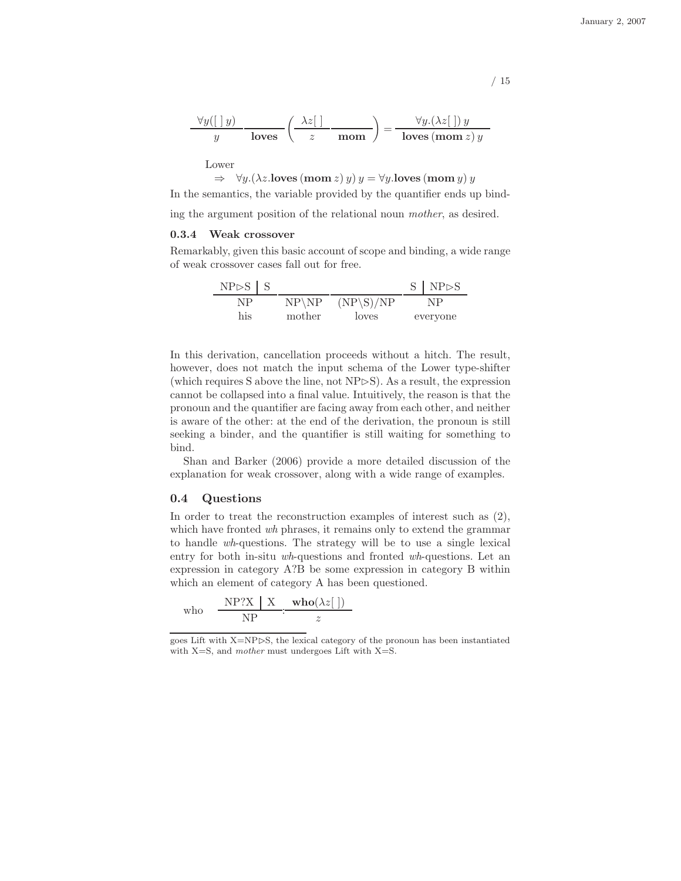$$\frac{\forall y([\,]\,y)}{y}\;\frac{}{\textbf{loves}}\left(\frac{\lambda z[\,]}{z}\;\frac{}{\textbf{mom}}\right) = \frac{\forall y.(\lambda z[\,])\,y}{\textbf{loves}\,(\textbf{mom}\,z)\,y}$$

Lower

$$\Rightarrow \quad \forall y.(\lambda z.\textbf{loves}\,(\textbf{mom}\,z)\,y)\,y = \forall y.\textbf{loves}\,(\textbf{mom}\,y)\,y$$

In the semantics, the variable provided by the quantifier ends up binding the argument position of the relational noun *mother*, as desired.

### 0.3.4 Weak crossover

Remarkably, given this basic account of scope and binding, a wide range of weak crossover cases fall out for free.

$$\frac{\mathrm{NP}\triangleright\mathrm{S} \mid \mathrm{S}}{\substack{\mathrm{NP}\\ \text{his}}}\;\frac{}{\substack{\mathrm{NP}\backslash\mathrm{NP}\\ \text{mother}}}\;\frac{}{\substack{(\mathrm{NP}\backslash\mathrm{S})/\mathrm{NP}\\ \text{loves}}}\;\frac{\mathrm{S} \mid \mathrm{NP}\triangleright\mathrm{S}}{\substack{\mathrm{NP}\\ \text{everyone}}}$$

In this derivation, cancellation proceeds without a hitch. The result, however, does not match the input schema of the Lower type-shifter (which requires S above the line, not NP$\triangleright$S). As a result, the expression cannot be collapsed into a final value. Intuitively, the reason is that the pronoun and the quantifier are facing away from each other, and neither is aware of the other: at the end of the derivation, the pronoun is still seeking a binder, and the quantifier is still waiting for something to bind.

Shan and Barker (2006) provide a more detailed discussion of the explanation for weak crossover, along with a wide range of examples.

## 0.4 Questions

In order to treat the reconstruction examples of interest such as (2), which have fronted *wh* phrases, it remains only to extend the grammar to handle *wh*-questions. The strategy will be to use a single lexical entry for both in-situ *wh*-questions and fronted *wh*-questions. Let an expression in category A?B be some expression in category B within which an element of category A has been questioned.

$$\text{who} \qquad \frac{\mathrm{NP?X} \mid \mathrm{X}}{\mathrm{NP}} : \frac{\textbf{who}(\lambda z[\,])}{z}$$

---

goes Lift with X=NP$\triangleright$S, the lexical category of the pronoun has been instantiated with X=S, and *mother* must undergoes Lift with X=S.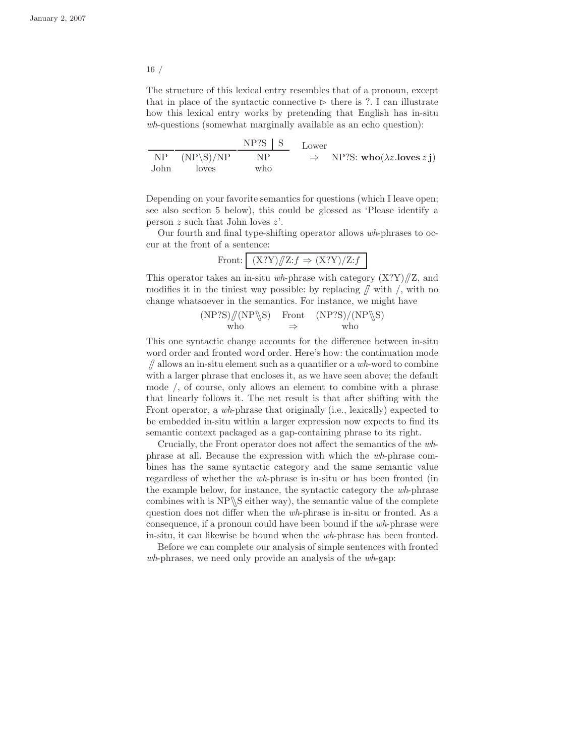The structure of this lexical entry resembles that of a pronoun, except that in place of the syntactic connective $\triangleright$ there is ?. I can illustrate how this lexical entry works by pretending that English has in-situ *wh*-questions (somewhat marginally available as an echo question):

$$\dfrac{\text{NP} \quad (\text{NP}\backslash\text{S})/\text{NP} \quad \dfrac{\text{NP?S} \;\big|\; \text{S}}{\text{NP}}}{\text{John} \quad \text{loves} \quad \text{who}} \quad \overset{\text{Lower}}{\Rightarrow} \quad \text{NP?S: } \mathbf{who}(\lambda z.\mathbf{loves}\, z\, \mathbf{j})$$

Depending on your favorite semantics for questions (which I leave open; see also section 5 below), this could be glossed as 'Please identify a person $z$ such that John loves $z$'.

Our fourth and final type-shifting operator allows *wh*-phrases to occur at the front of a sentence:

$$\text{Front: } \boxed{(\text{X?Y})/\!\!/\text{Z}{:}f \Rightarrow (\text{X?Y})/\text{Z}{:}f}$$

This operator takes an in-situ *wh*-phrase with category $(\text{X?Y})/\!\!/\text{Z}$, and modifies it in the tiniest way possible: by replacing $/\!\!/$ with $/$, with no change whatsoever in the semantics. For instance, we might have

$$\underset{\text{who}}{(\text{NP?S})/\!\!/(\text{NP}\backslash\!\!\backslash\text{S})} \quad \underset{\Rightarrow}{\text{Front}} \quad \underset{\text{who}}{(\text{NP?S})/(\text{NP}\backslash\!\!\backslash\text{S})}$$

This one syntactic change accounts for the difference between in-situ word order and fronted word order. Here's how: the continuation mode $/\!\!/$ allows an in-situ element such as a quantifier or a *wh*-word to combine with a larger phrase that encloses it, as we have seen above; the default mode $/$, of course, only allows an element to combine with a phrase that linearly follows it. The net result is that after shifting with the Front operator, a *wh*-phrase that originally (i.e., lexically) expected to be embedded in-situ within a larger expression now expects to find its semantic context packaged as a gap-containing phrase to its right.

Crucially, the Front operator does not affect the semantics of the *wh*-phrase at all. Because the expression with which the *wh*-phrase combines has the same syntactic category and the same semantic value regardless of whether the *wh*-phrase is in-situ or has been fronted (in the example below, for instance, the syntactic category the *wh*-phrase combines with is $\text{NP}\backslash\!\!\backslash\text{S}$ either way), the semantic value of the complete question does not differ when the *wh*-phrase is in-situ or fronted. As a consequence, if a pronoun could have been bound if the *wh*-phrase were in-situ, it can likewise be bound when the *wh*-phrase has been fronted.

Before we can complete our analysis of simple sentences with fronted *wh*-phrases, we need only provide an analysis of the *wh*-gap: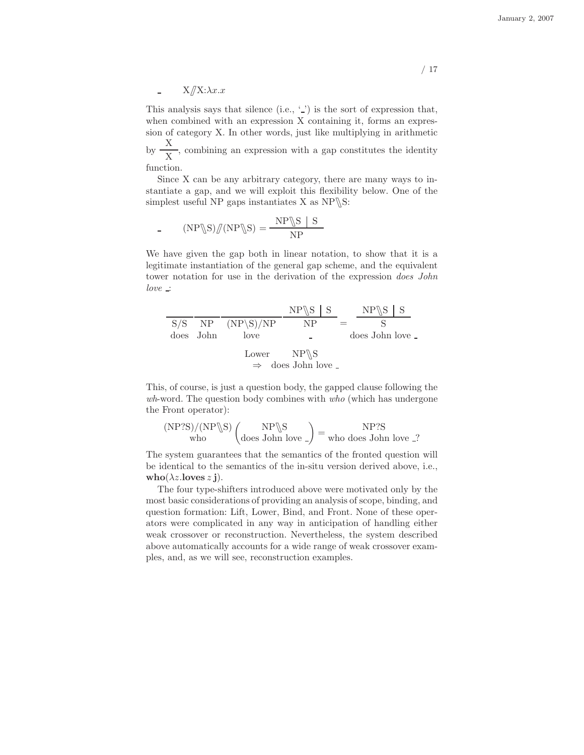$$\_ \quad \mathrm{X}/\!\!/\mathrm{X}{:}\lambda x.x$$

This analysis says that silence (i.e., '_') is the sort of expression that, when combined with an expression X containing it, forms an expression of category X. In other words, just like multiplying in arithmetic by $\frac{\mathrm{X}}{\mathrm{X}}$, combining an expression with a gap constitutes the identity function.

Since X can be any arbitrary category, there are many ways to instantiate a gap, and we will exploit this flexibility below. One of the simplest useful NP gaps instantiates X as NP\\S:

$$\_ \quad (\mathrm{NP}\backslash\!\!\backslash\mathrm{S})/\!\!/(\mathrm{NP}\backslash\!\!\backslash\mathrm{S}) = \frac{\mathrm{NP}\backslash\!\!\backslash\mathrm{S} \mid \mathrm{S}}{\mathrm{NP}}$$

We have given the gap both in linear notation, to show that it is a legitimate instantiation of the general gap scheme, and the equivalent tower notation for use in the derivation of the expression *does John love _*:

$$\frac{\quad}{\underset{\text{does}}{\mathrm{S/S}}}\;\frac{\quad}{\underset{\text{John}}{\mathrm{NP}}}\;\frac{\quad}{\underset{\text{love}}{(\mathrm{NP}\backslash\mathrm{S})/\mathrm{NP}}}\;\frac{\mathrm{NP}\backslash\!\!\backslash\mathrm{S} \mid \mathrm{S}}{\underset{\_}{\mathrm{NP}}} = \frac{\mathrm{NP}\backslash\!\!\backslash\mathrm{S} \mid \mathrm{S}}{\underset{\text{does John love \_}}{\mathrm{S}}}$$

$$\overset{\text{Lower}}{\Rightarrow} \quad \underset{\text{does John love \_}}{\mathrm{NP}\backslash\!\!\backslash\mathrm{S}}$$

This, of course, is just a question body, the gapped clause following the *wh*-word. The question body combines with *who* (which has undergone the Front operator):

$$\underset{\text{who}}{(\mathrm{NP?S})/(\mathrm{NP}\backslash\!\!\backslash\mathrm{S})}\left(\underset{\text{does John love \_}}{\mathrm{NP}\backslash\!\!\backslash\mathrm{S}}\right) = \underset{\text{who does John love \_?}}{\mathrm{NP?S}}$$

The system guarantees that the semantics of the fronted question will be identical to the semantics of the in-situ version derived above, i.e., $\mathbf{who}(\lambda z.\mathbf{loves}\, z\, \mathbf{j})$.

The four type-shifters introduced above were motivated only by the most basic considerations of providing an analysis of scope, binding, and question formation: Lift, Lower, Bind, and Front. None of these operators were complicated in any way in anticipation of handling either weak crossover or reconstruction. Nevertheless, the system described above automatically accounts for a wide range of weak crossover examples, and, as we will see, reconstruction examples.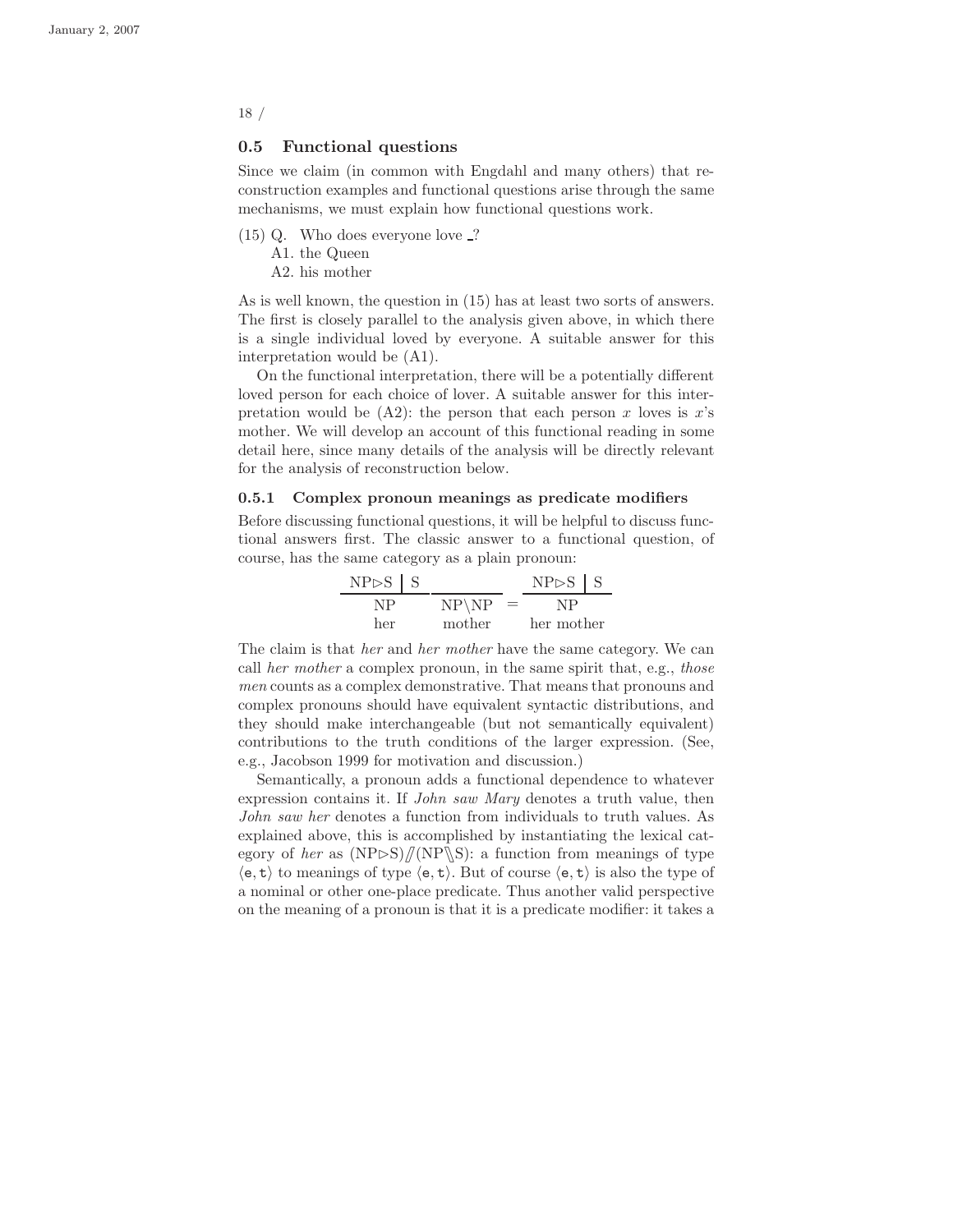## 0.5 Functional questions

Since we claim (in common with Engdahl and many others) that reconstruction examples and functional questions arise through the same mechanisms, we must explain how functional questions work.

(15) Q. Who does everyone love _?
  A1. the Queen
  A2. his mother

As is well known, the question in (15) has at least two sorts of answers. The first is closely parallel to the analysis given above, in which there is a single individual loved by everyone. A suitable answer for this interpretation would be (A1).

On the functional interpretation, there will be a potentially different loved person for each choice of lover. A suitable answer for this interpretation would be (A2): the person that each person $x$ loves is $x$'s mother. We will develop an account of this functional reading in some detail here, since many details of the analysis will be directly relevant for the analysis of reconstruction below.

### 0.5.1 Complex pronoun meanings as predicate modifiers

Before discussing functional questions, it will be helpful to discuss functional answers first. The classic answer to a functional question, of course, has the same category as a plain pronoun:

$$\frac{\mathrm{NP}\triangleright\mathrm{S} \;\big|\; \mathrm{S}}{\begin{array}{c}\mathrm{NP}\\ \text{her}\end{array}} \quad \frac{\phantom{X}}{\begin{array}{c}\mathrm{NP}\backslash\mathrm{NP}\\ \text{mother}\end{array}} \quad = \quad \frac{\mathrm{NP}\triangleright\mathrm{S} \;\big|\; \mathrm{S}}{\begin{array}{c}\mathrm{NP}\\ \text{her mother}\end{array}}$$

The claim is that *her* and *her mother* have the same category. We can call *her mother* a complex pronoun, in the same spirit that, e.g., *those men* counts as a complex demonstrative. That means that pronouns and complex pronouns should have equivalent syntactic distributions, and they should make interchangeable (but not semantically equivalent) contributions to the truth conditions of the larger expression. (See, e.g., Jacobson 1999 for motivation and discussion.)

Semantically, a pronoun adds a functional dependence to whatever expression contains it. If *John saw Mary* denotes a truth value, then *John saw her* denotes a function from individuals to truth values. As explained above, this is accomplished by instantiating the lexical category of *her* as $(\mathrm{NP}\triangleright\mathrm{S})/\!\!/(\mathrm{NP}\backslash\!\!\backslash\mathrm{S})$: a function from meanings of type $\langle \mathtt{e}, \mathtt{t}\rangle$ to meanings of type $\langle \mathtt{e}, \mathtt{t}\rangle$. But of course $\langle \mathtt{e}, \mathtt{t}\rangle$ is also the type of a nominal or other one-place predicate. Thus another valid perspective on the meaning of a pronoun is that it is a predicate modifier: it takes a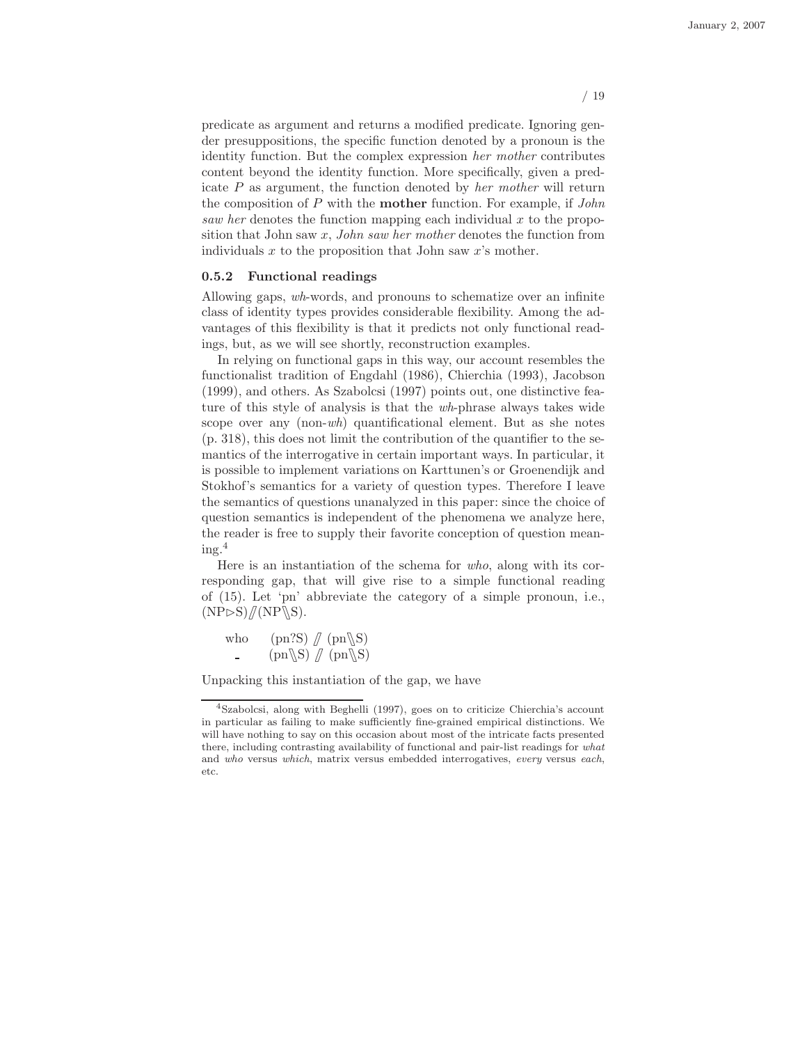predicate as argument and returns a modified predicate. Ignoring gender presuppositions, the specific function denoted by a pronoun is the identity function. But the complex expression *her mother* contributes content beyond the identity function. More specifically, given a predicate $P$ as argument, the function denoted by *her mother* will return the composition of $P$ with the **mother** function. For example, if *John saw her* denotes the function mapping each individual $x$ to the proposition that John saw $x$, *John saw her mother* denotes the function from individuals $x$ to the proposition that John saw $x$'s mother.

### 0.5.2 Functional readings

Allowing gaps, *wh*-words, and pronouns to schematize over an infinite class of identity types provides considerable flexibility. Among the advantages of this flexibility is that it predicts not only functional readings, but, as we will see shortly, reconstruction examples.

In relying on functional gaps in this way, our account resembles the functionalist tradition of Engdahl (1986), Chierchia (1993), Jacobson (1999), and others. As Szabolcsi (1997) points out, one distinctive feature of this style of analysis is that the *wh*-phrase always takes wide scope over any (non-*wh*) quantificational element. But as she notes (p. 318), this does not limit the contribution of the quantifier to the semantics of the interrogative in certain important ways. In particular, it is possible to implement variations on Karttunen's or Groenendijk and Stokhof's semantics for a variety of question types. Therefore I leave the semantics of questions unanalyzed in this paper: since the choice of question semantics is independent of the phenomena we analyze here, the reader is free to supply their favorite conception of question meaning.[4]

Here is an instantiation of the schema for *who*, along with its corresponding gap, that will give rise to a simple functional reading of (15). Let 'pn' abbreviate the category of a simple pronoun, i.e., $(\mathrm{NP}\triangleright\mathrm{S})/\!\!/(\mathrm{NP}\backslash\!\!\backslash\mathrm{S})$.

| | |
|---|---|
| who | $(\mathrm{pn?S}) /\!\!/ (\mathrm{pn}\backslash\!\!\backslash\mathrm{S})$ |
| _ | $(\mathrm{pn}\backslash\!\!\backslash\mathrm{S}) /\!\!/ (\mathrm{pn}\backslash\!\!\backslash\mathrm{S})$ |

Unpacking this instantiation of the gap, we have

[4] Szabolcsi, along with Beghelli (1997), goes on to criticize Chierchia's account in particular as failing to make sufficiently fine-grained empirical distinctions. We will have nothing to say on this occasion about most of the intricate facts presented there, including contrasting availability of functional and pair-list readings for *what* and *who* versus *which*, matrix versus embedded interrogatives, *every* versus *each*, etc.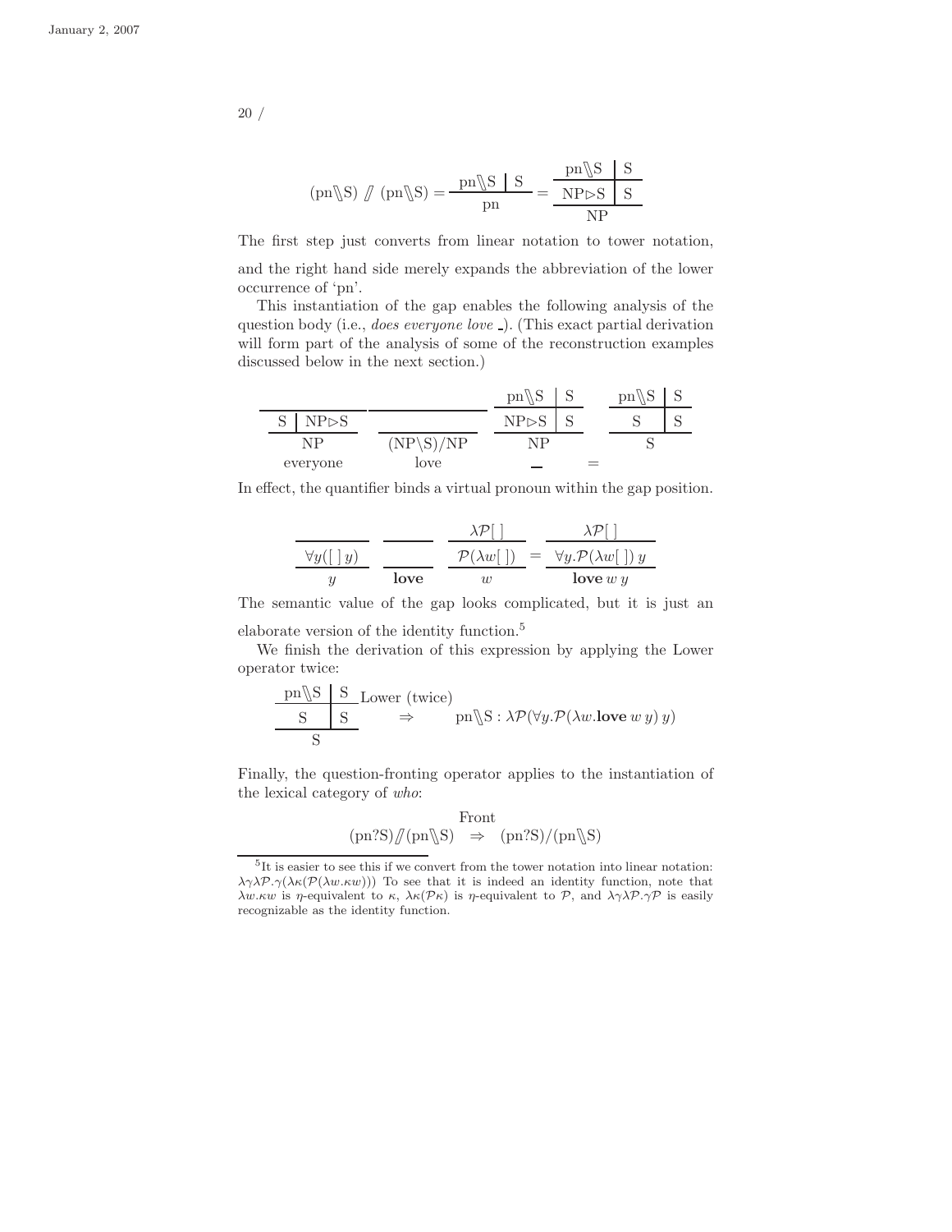$$(\text{pn}\backslash\!\!\backslash \text{S}) \mathbin{/\!\!/} (\text{pn}\backslash\!\!\backslash \text{S}) = \frac{\text{pn}\backslash\!\!\backslash \text{S} \mid \text{S}}{\text{pn}} = \frac{\begin{array}{c|c} \text{pn}\backslash\!\!\backslash \text{S} & \text{S} \\ \hline \text{NP}\triangleright\text{S} & \text{S} \end{array}}{\text{NP}}$$

The first step just converts from linear notation to tower notation, and the right hand side merely expands the abbreviation of the lower occurrence of 'pn'.

This instantiation of the gap enables the following analysis of the question body (i.e., *does everyone love _*). (This exact partial derivation will form part of the analysis of some of the reconstruction examples discussed below in the next section.)

$$\frac{\begin{array}{c|c} \text{S} & \text{NP}\triangleright\text{S} \end{array}}{\begin{array}{c}\text{NP} \\ \text{everyone}\end{array}} \quad \frac{\phantom{X}}{\begin{array}{c}(\text{NP}\backslash\text{S})/\text{NP} \\ \text{love}\end{array}} \quad \frac{\begin{array}{c|c} \text{pn}\backslash\!\!\backslash \text{S} & \text{S} \\ \hline \text{NP}\triangleright\text{S} & \text{S} \end{array}}{\begin{array}{c}\text{NP} \\ \_\end{array}} \quad = \quad \frac{\begin{array}{c|c} \text{pn}\backslash\!\!\backslash \text{S} & \text{S} \\ \hline \text{S} & \text{S} \end{array}}{\text{S}}$$

In effect, the quantifier binds a virtual pronoun within the gap position.

$$\frac{\forall y([\,]\, y)}{y} \quad \frac{\phantom{X}}{\textbf{love}} \quad \frac{\begin{array}{c} \lambda\mathcal{P}[\,] \\ \hline \mathcal{P}(\lambda w[\,]) \end{array}}{w} = \frac{\begin{array}{c} \lambda\mathcal{P}[\,] \\ \hline \forall y.\mathcal{P}(\lambda w[\,])\, y \end{array}}{\textbf{love}\ w\ y}$$

The semantic value of the gap looks complicated, but it is just an elaborate version of the identity function.[5]

We finish the derivation of this expression by applying the Lower operator twice:

$$\frac{\begin{array}{c|c} \text{pn}\backslash\!\!\backslash \text{S} & \text{S} \\ \hline \text{S} & \text{S} \end{array}}{\text{S}} \ \overset{\text{Lower (twice)}}{\Rightarrow} \quad \text{pn}\backslash\!\!\backslash \text{S} : \lambda\mathcal{P}(\forall y.\mathcal{P}(\lambda w.\textbf{love}\ w\ y)\ y)$$

Finally, the question-fronting operator applies to the instantiation of the lexical category of *who*:

$$(\text{pn?S}) \mathbin{/\!\!/} (\text{pn}\backslash\!\!\backslash \text{S}) \overset{\text{Front}}{\Rightarrow} (\text{pn?S})/(\text{pn}\backslash\!\!\backslash \text{S})$$

[5] It is easier to see this if we convert from the tower notation into linear notation: $\lambda\gamma\lambda\mathcal{P}.\gamma(\lambda\kappa(\mathcal{P}(\lambda w.\kappa w)))$ To see that it is indeed an identity function, note that $\lambda w.\kappa w$ is $\eta$-equivalent to $\kappa$, $\lambda\kappa(\mathcal{P}\kappa)$ is $\eta$-equivalent to $\mathcal{P}$, and $\lambda\gamma\lambda\mathcal{P}.\gamma\mathcal{P}$ is easily recognizable as the identity function.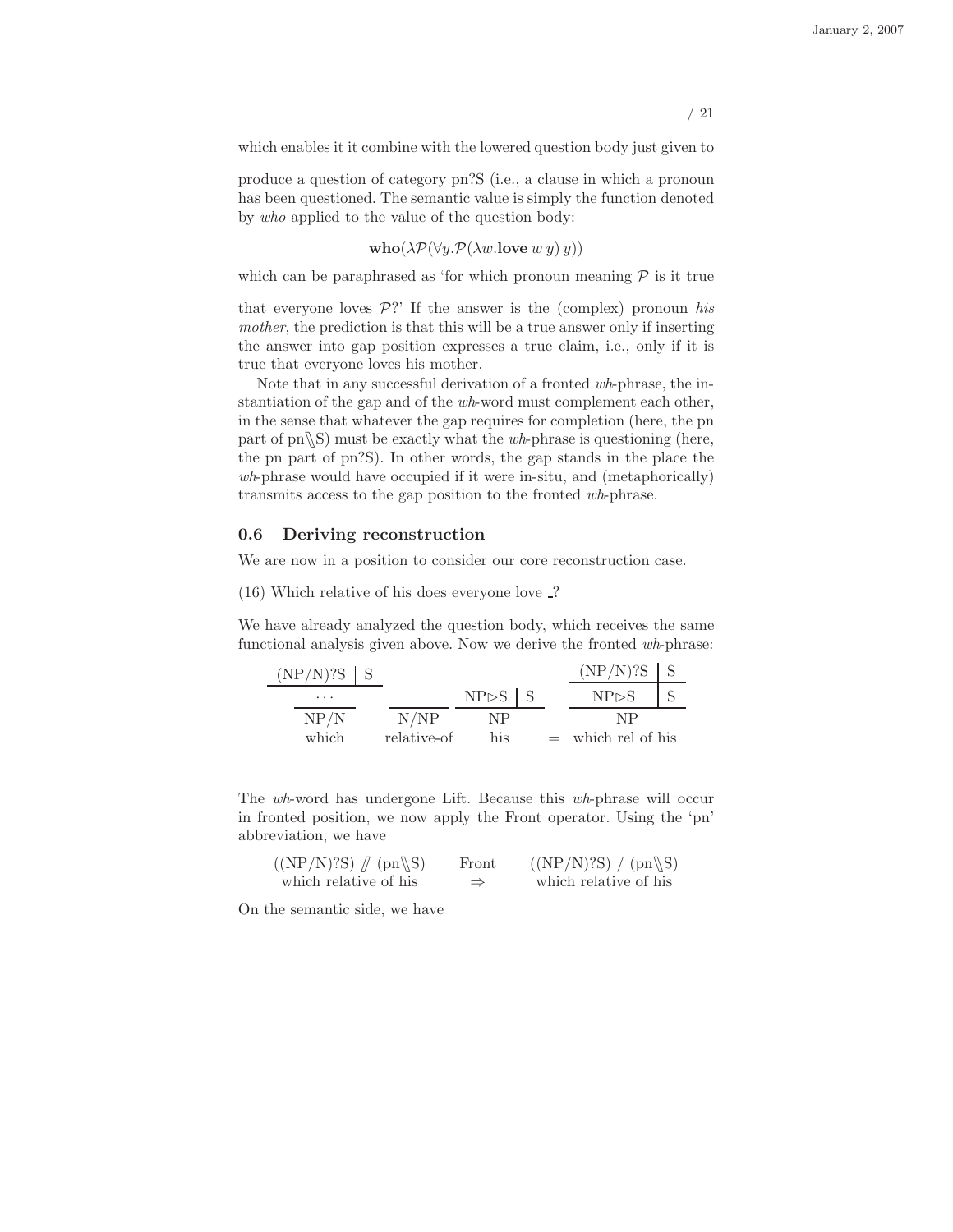which enables it it combine with the lowered question body just given to

produce a question of category pn?S (i.e., a clause in which a pronoun has been questioned. The semantic value is simply the function denoted by *who* applied to the value of the question body:

$$\mathbf{who}(\lambda\mathcal{P}(\forall y.\mathcal{P}(\lambda w.\mathbf{love}\ w\ y)\ y))$$

which can be paraphrased as 'for which pronoun meaning $\mathcal{P}$ is it true

that everyone loves $\mathcal{P}$?' If the answer is the (complex) pronoun *his mother*, the prediction is that this will be a true answer only if inserting the answer into gap position expresses a true claim, i.e., only if it is true that everyone loves his mother.

Note that in any successful derivation of a fronted *wh*-phrase, the instantiation of the gap and of the *wh*-word must complement each other, in the sense that whatever the gap requires for completion (here, the pn part of pn\\S) must be exactly what the *wh*-phrase is questioning (here, the pn part of pn?S). In other words, the gap stands in the place the *wh*-phrase would have occupied if it were in-situ, and (metaphorically) transmits access to the gap position to the fronted *wh*-phrase.

## 0.6 Deriving reconstruction

We are now in a position to consider our core reconstruction case.

(16) Which relative of his does everyone love _?

We have already analyzed the question body, which receives the same functional analysis given above. Now we derive the fronted *wh*-phrase:

| which | relative-of | his | | which rel of his |
|---|---|---|---|---|
| $\frac{(\mathrm{NP/N})?\mathrm{S} \mid \mathrm{S}}{\dots}$ | | $\mathrm{NP}\triangleright\mathrm{S} \mid \mathrm{S}$ | | $\frac{(\mathrm{NP/N})?\mathrm{S} \mid \mathrm{S}}{\mathrm{NP}\triangleright\mathrm{S} \mid \mathrm{S}}$ |
| NP/N | N/NP | NP | = | NP |

The *wh*-word has undergone Lift. Because this *wh*-phrase will occur in fronted position, we now apply the Front operator. Using the 'pn' abbreviation, we have

$$\underset{\text{which relative of his}}{((\mathrm{NP/N})?\mathrm{S}) /\!\!/ (\mathrm{pn}\backslash\!\!\backslash\mathrm{S})} \quad \overset{\text{Front}}{\Rightarrow} \quad \underset{\text{which relative of his}}{((\mathrm{NP/N})?\mathrm{S}) \,/\, (\mathrm{pn}\backslash\!\!\backslash\mathrm{S})}$$

On the semantic side, we have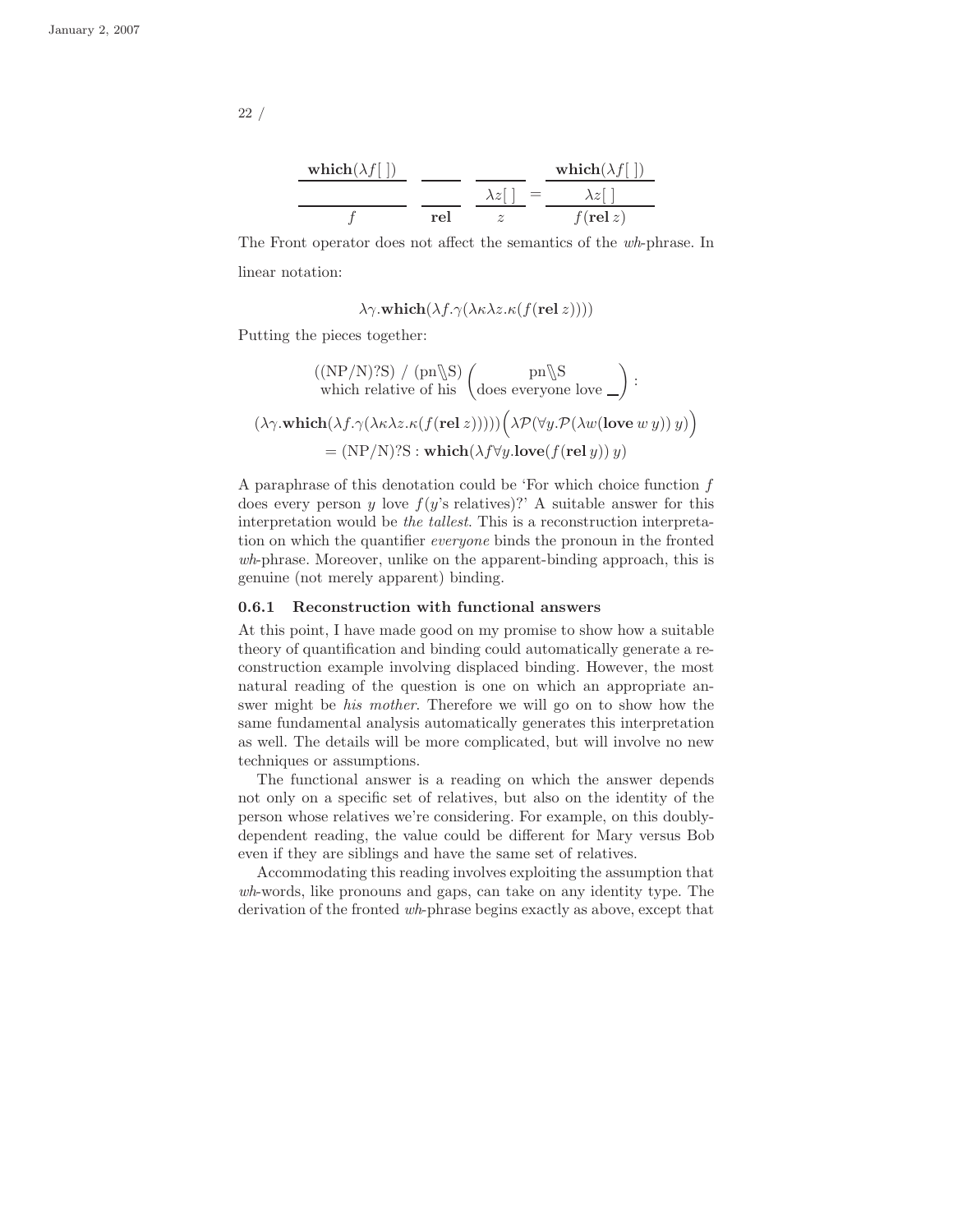$$\frac{\frac{\mathbf{which}(\lambda f[\,])}{}}{f} \quad \frac{\phantom{x}}{\mathbf{rel}} \quad \frac{\frac{}{\lambda z[\,]}}{z} = \frac{\frac{\mathbf{which}(\lambda f[\,])}{\lambda z[\,]}}{f(\mathbf{rel}\, z)}$$

The Front operator does not affect the semantics of the *wh*-phrase. In linear notation:

$$\lambda\gamma.\mathbf{which}(\lambda f.\gamma(\lambda\kappa\lambda z.\kappa(f(\mathbf{rel}\, z))))$$

Putting the pieces together:

$$\underset{\text{which relative of his}}{((\mathrm{NP/N})?\mathrm{S})\ /\ (\mathrm{pn}\mathbin{\backslash\!\!\backslash}\mathrm{S})} \left( \underset{\text{does everyone love \_}}{\mathrm{pn}\mathbin{\backslash\!\!\backslash}\mathrm{S}} \right):$$

$$(\lambda\gamma.\mathbf{which}(\lambda f.\gamma(\lambda\kappa\lambda z.\kappa(f(\mathbf{rel}\, z)))))\Big(\lambda\mathcal{P}(\forall y.\mathcal{P}(\lambda w(\mathbf{love}\, w\, y))\, y)\Big)$$

$$= (\mathrm{NP/N})?\mathrm{S} : \mathbf{which}(\lambda f \forall y.\mathbf{love}(f(\mathbf{rel}\, y))\, y)$$

A paraphrase of this denotation could be 'For which choice function $f$ does every person $y$ love $f$($y$'s relatives)?' A suitable answer for this interpretation would be *the tallest*. This is a reconstruction interpretation on which the quantifier *everyone* binds the pronoun in the fronted *wh*-phrase. Moreover, unlike on the apparent-binding approach, this is genuine (not merely apparent) binding.

### 0.6.1 Reconstruction with functional answers

At this point, I have made good on my promise to show how a suitable theory of quantification and binding could automatically generate a reconstruction example involving displaced binding. However, the most natural reading of the question is one on which an appropriate answer might be *his mother*. Therefore we will go on to show how the same fundamental analysis automatically generates this interpretation as well. The details will be more complicated, but will involve no new techniques or assumptions.

The functional answer is a reading on which the answer depends not only on a specific set of relatives, but also on the identity of the person whose relatives we're considering. For example, on this doubly-dependent reading, the value could be different for Mary versus Bob even if they are siblings and have the same set of relatives.

Accommodating this reading involves exploiting the assumption that *wh*-words, like pronouns and gaps, can take on any identity type. The derivation of the fronted *wh*-phrase begins exactly as above, except that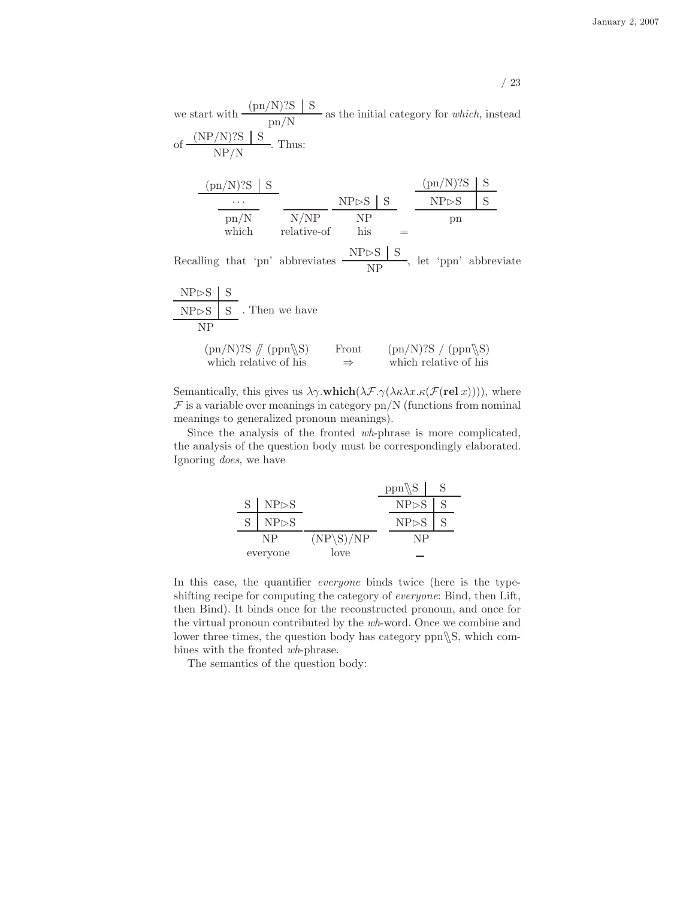we start with $\dfrac{(\text{pn/N})?\text{S} \mid \text{S}}{\text{pn/N}}$ as the initial category for *which*, instead of $\dfrac{(\text{NP/N})?\text{S} \mid \text{S}}{\text{NP/N}}$. Thus:

$$
\underset{\text{which}}{\dfrac{\dfrac{(\text{pn/N})?\text{S} \mid \text{S}}{\cdots}}{\text{pn/N}}}
\quad
\underset{\text{relative-of}}{\dfrac{}{\text{N/NP}}}
\quad
\underset{\text{his}}{\dfrac{\text{NP}\triangleright\text{S} \mid \text{S}}{\text{NP}}}
\quad = \quad
\dfrac{\dfrac{(\text{pn/N})?\text{S} \mid \text{S}}{\text{NP}\triangleright\text{S} \mid \text{S}}}{\text{pn}}
$$

Recalling that 'pn' abbreviates $\dfrac{\text{NP}\triangleright\text{S} \mid \text{S}}{\text{NP}}$, let 'ppn' abbreviate $\dfrac{\dfrac{\text{NP}\triangleright\text{S} \mid \text{S}}{\text{NP}\triangleright\text{S} \mid \text{S}}}{\text{NP}}$. Then we have

$$
\underset{\text{which relative of his}}{(\text{pn/N})?\text{S} \mathbin{/\!\!/} (\text{ppn}\backslash\!\!\backslash\text{S})}
\qquad \overset{\text{Front}}{\Rightarrow} \qquad
\underset{\text{which relative of his}}{(\text{pn/N})?\text{S} \,/\, (\text{ppn}\backslash\!\!\backslash\text{S})}
$$

Semantically, this gives us $\lambda\gamma.\mathbf{which}(\lambda\mathcal{F}.\gamma(\lambda\kappa\lambda x.\kappa(\mathcal{F}(\mathbf{rel}\,x))))$, where $\mathcal{F}$ is a variable over meanings in category pn/N (functions from nominal meanings to generalized pronoun meanings).

Since the analysis of the fronted *wh*-phrase is more complicated, the analysis of the question body must be correspondingly elaborated. Ignoring *does*, we have

$$
\underset{\text{everyone}}{\dfrac{\dfrac{\text{S} \mid \text{NP}\triangleright\text{S}}{\text{S} \mid \text{NP}\triangleright\text{S}}}{\text{NP}}}
\quad
\underset{\text{love}}{\dfrac{}{(\text{NP}\backslash\text{S})/\text{NP}}}
\quad
\underset{\_}{\dfrac{\dfrac{\dfrac{\text{ppn}\backslash\!\!\backslash\text{S} \mid \text{S}}{\text{NP}\triangleright\text{S} \mid \text{S}}}{\text{NP}\triangleright\text{S} \mid \text{S}}}{\text{NP}}}
$$

In this case, the quantifier *everyone* binds twice (here is the type-shifting recipe for computing the category of *everyone*: Bind, then Lift, then Bind). It binds once for the reconstructed pronoun, and once for the virtual pronoun contributed by the *wh*-word. Once we combine and lower three times, the question body has category ppn$\backslash\!\!\backslash$S, which combines with the fronted *wh*-phrase.

The semantics of the question body: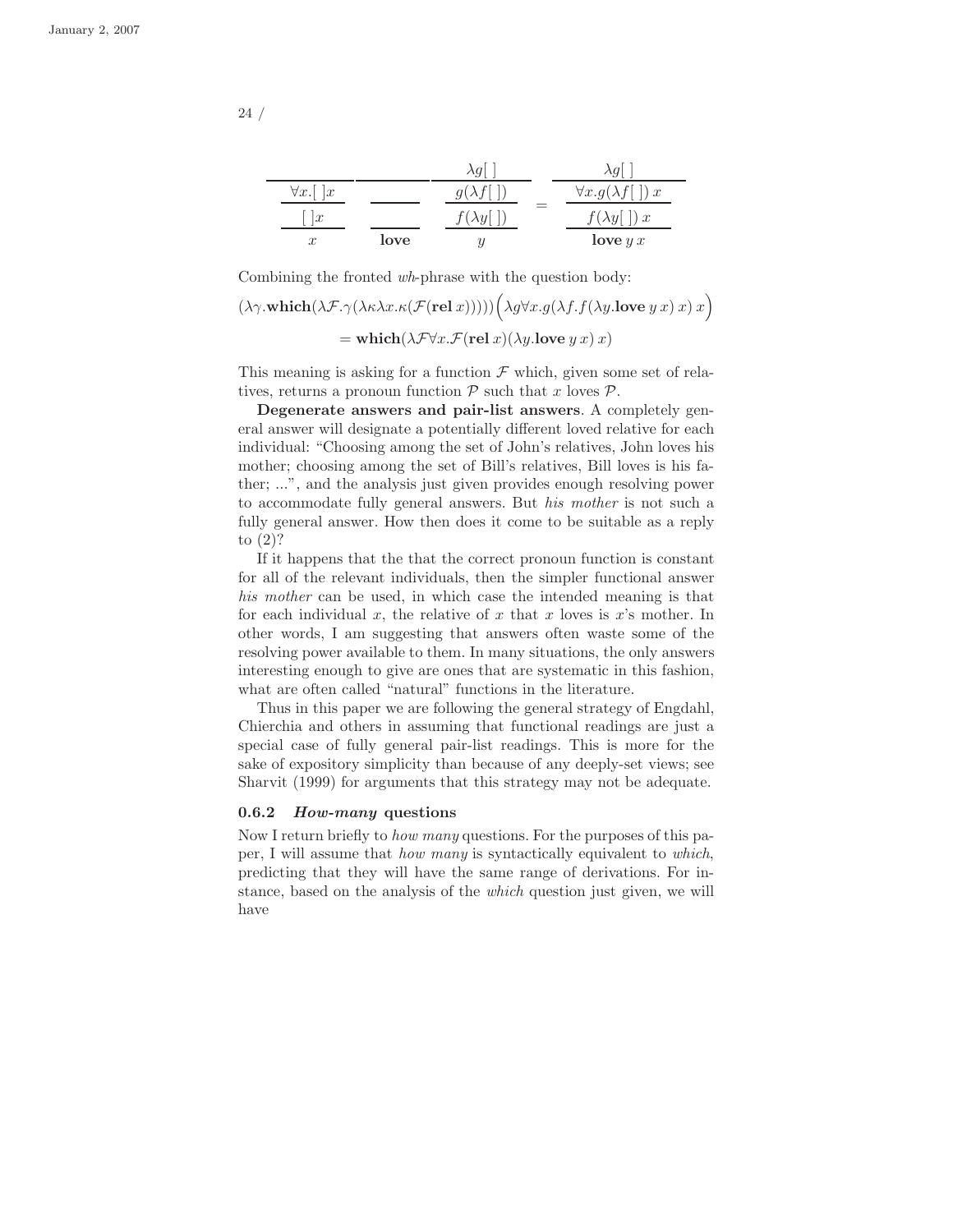$$
\frac{\frac{\frac{}{\forall x.[\,]x}}{[\,]x}}{x}
\quad
\frac{\frac{}{}}{\textbf{love}}
\quad
\frac{\frac{\lambda g[\,]}{g(\lambda f[\,])}}{\frac{f(\lambda y[\,])}{y}}
\quad = \quad
\frac{\frac{\lambda g[\,]}{\forall x.g(\lambda f[\,])\,x}}{\frac{f(\lambda y[\,])\,x}{\textbf{love}\,y\,x}}
$$

Combining the fronted *wh*-phrase with the question body:

$$
(\lambda\gamma.\textbf{which}(\lambda\mathcal{F}.\gamma(\lambda\kappa\lambda x.\kappa(\mathcal{F}(\textbf{rel}\,x)))))\Big(\lambda g\forall x.g(\lambda f.f(\lambda y.\textbf{love}\,y\,x)\,x)\,x\Big)
$$

$$
= \textbf{which}(\lambda\mathcal{F}\forall x.\mathcal{F}(\textbf{rel}\,x)(\lambda y.\textbf{love}\,y\,x)\,x)
$$

This meaning is asking for a function $\mathcal{F}$ which, given some set of relatives, returns a pronoun function $\mathcal{P}$ such that $x$ loves $\mathcal{P}$.

**Degenerate answers and pair-list answers**. A completely general answer will designate a potentially different loved relative for each individual: "Choosing among the set of John's relatives, John loves his mother; choosing among the set of Bill's relatives, Bill loves is his father; ...", and the analysis just given provides enough resolving power to accommodate fully general answers. But *his mother* is not such a fully general answer. How then does it come to be suitable as a reply to (2)?

If it happens that the that the correct pronoun function is constant for all of the relevant individuals, then the simpler functional answer *his mother* can be used, in which case the intended meaning is that for each individual $x$, the relative of $x$ that $x$ loves is $x$'s mother. In other words, I am suggesting that answers often waste some of the resolving power available to them. In many situations, the only answers interesting enough to give are ones that are systematic in this fashion, what are often called "natural" functions in the literature.

Thus in this paper we are following the general strategy of Engdahl, Chierchia and others in assuming that functional readings are just a special case of fully general pair-list readings. This is more for the sake of expository simplicity than because of any deeply-set views; see Sharvit (1999) for arguments that this strategy may not be adequate.

### 0.6.2 *How-many* questions

Now I return briefly to *how many* questions. For the purposes of this paper, I will assume that *how many* is syntactically equivalent to *which*, predicting that they will have the same range of derivations. For instance, based on the analysis of the *which* question just given, we will have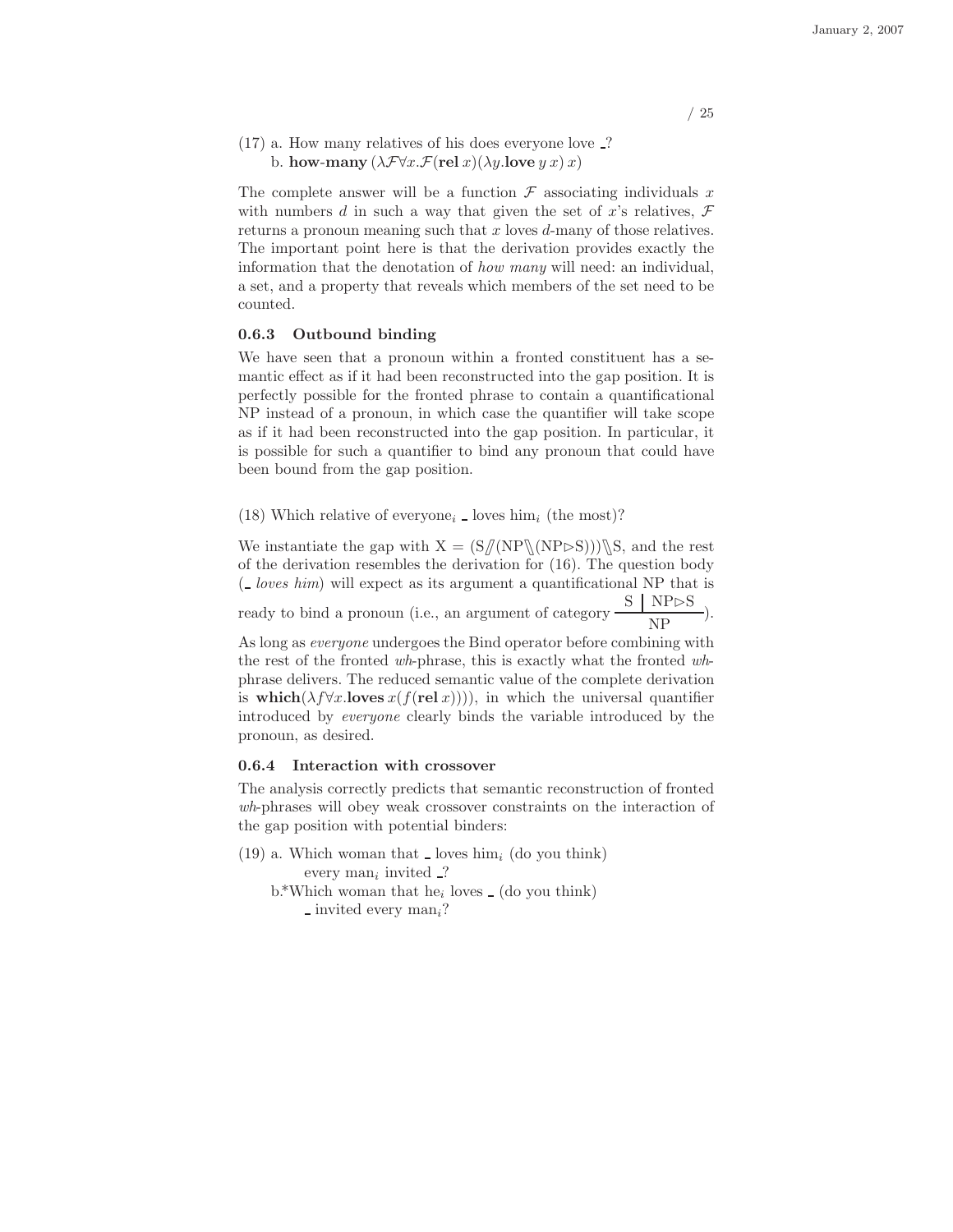(17) a. How many relatives of his does everyone love _?
b. **how-many** $(\lambda\mathcal{F}\forall x.\mathcal{F}(\textbf{rel}\,x)(\lambda y.\textbf{love}\,y\,x)\,x)$

The complete answer will be a function $\mathcal{F}$ associating individuals $x$ with numbers $d$ in such a way that given the set of $x$'s relatives, $\mathcal{F}$ returns a pronoun meaning such that $x$ loves $d$-many of those relatives. The important point here is that the derivation provides exactly the information that the denotation of *how many* will need: an individual, a set, and a property that reveals which members of the set need to be counted.

### 0.6.3 Outbound binding

We have seen that a pronoun within a fronted constituent has a semantic effect as if it had been reconstructed into the gap position. It is perfectly possible for the fronted phrase to contain a quantificational NP instead of a pronoun, in which case the quantifier will take scope as if it had been reconstructed into the gap position. In particular, it is possible for such a quantifier to bind any pronoun that could have been bound from the gap position.

(18) Which relative of everyone$_i$ _ loves him$_i$ (the most)?

We instantiate the gap with $X = (S /\!\!/ (NP \backslash\!\!\backslash (NP \triangleright S))) \backslash\!\!\backslash S$, and the rest of the derivation resembles the derivation for (16). The question body (_ *loves him*) will expect as its argument a quantificational NP that is ready to bind a pronoun (i.e., an argument of category $\dfrac{S \mid NP \triangleright S}{NP}$).
As long as *everyone* undergoes the Bind operator before combining with the rest of the fronted *wh*-phrase, this is exactly what the fronted *wh*-phrase delivers. The reduced semantic value of the complete derivation is $\textbf{which}(\lambda f \forall x.\textbf{loves}\,x(f(\textbf{rel}\,x)))$, in which the universal quantifier introduced by *everyone* clearly binds the variable introduced by the pronoun, as desired.

### 0.6.4 Interaction with crossover

The analysis correctly predicts that semantic reconstruction of fronted *wh*-phrases will obey weak crossover constraints on the interaction of the gap position with potential binders:

(19) a. Which woman that _ loves him$_i$ (do you think) every man$_i$ invited _?
b.*Which woman that he$_i$ loves _ (do you think) _ invited every man$_i$?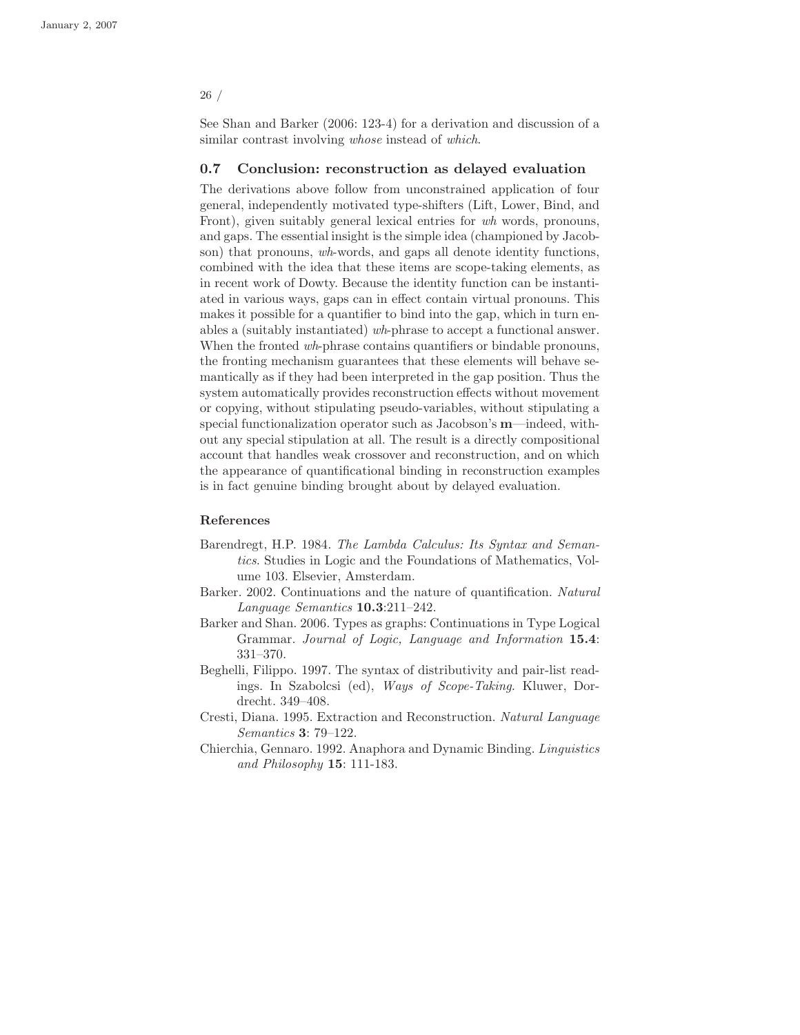See Shan and Barker (2006: 123-4) for a derivation and discussion of a similar contrast involving *whose* instead of *which*.

## 0.7 Conclusion: reconstruction as delayed evaluation

The derivations above follow from unconstrained application of four general, independently motivated type-shifters (Lift, Lower, Bind, and Front), given suitably general lexical entries for *wh* words, pronouns, and gaps. The essential insight is the simple idea (championed by Jacobson) that pronouns, *wh*-words, and gaps all denote identity functions, combined with the idea that these items are scope-taking elements, as in recent work of Dowty. Because the identity function can be instantiated in various ways, gaps can in effect contain virtual pronouns. This makes it possible for a quantifier to bind into the gap, which in turn enables a (suitably instantiated) *wh*-phrase to accept a functional answer. When the fronted *wh*-phrase contains quantifiers or bindable pronouns, the fronting mechanism guarantees that these elements will behave semantically as if they had been interpreted in the gap position. Thus the system automatically provides reconstruction effects without movement or copying, without stipulating pseudo-variables, without stipulating a special functionalization operator such as Jacobson's **m**—indeed, without any special stipulation at all. The result is a directly compositional account that handles weak crossover and reconstruction, and on which the appearance of quantificational binding in reconstruction examples is in fact genuine binding brought about by delayed evaluation.

### References

Barendregt, H.P. 1984. *The Lambda Calculus: Its Syntax and Semantics*. Studies in Logic and the Foundations of Mathematics, Volume 103. Elsevier, Amsterdam.

Barker. 2002. Continuations and the nature of quantification. *Natural Language Semantics* **10.3**:211–242.

Barker and Shan. 2006. Types as graphs: Continuations in Type Logical Grammar. *Journal of Logic, Language and Information* **15.4**: 331–370.

Beghelli, Filippo. 1997. The syntax of distributivity and pair-list readings. In Szabolcsi (ed), *Ways of Scope-Taking*. Kluwer, Dordrecht. 349–408.

Cresti, Diana. 1995. Extraction and Reconstruction. *Natural Language Semantics* **3**: 79–122.

Chierchia, Gennaro. 1992. Anaphora and Dynamic Binding. *Linguistics and Philosophy* **15**: 111-183.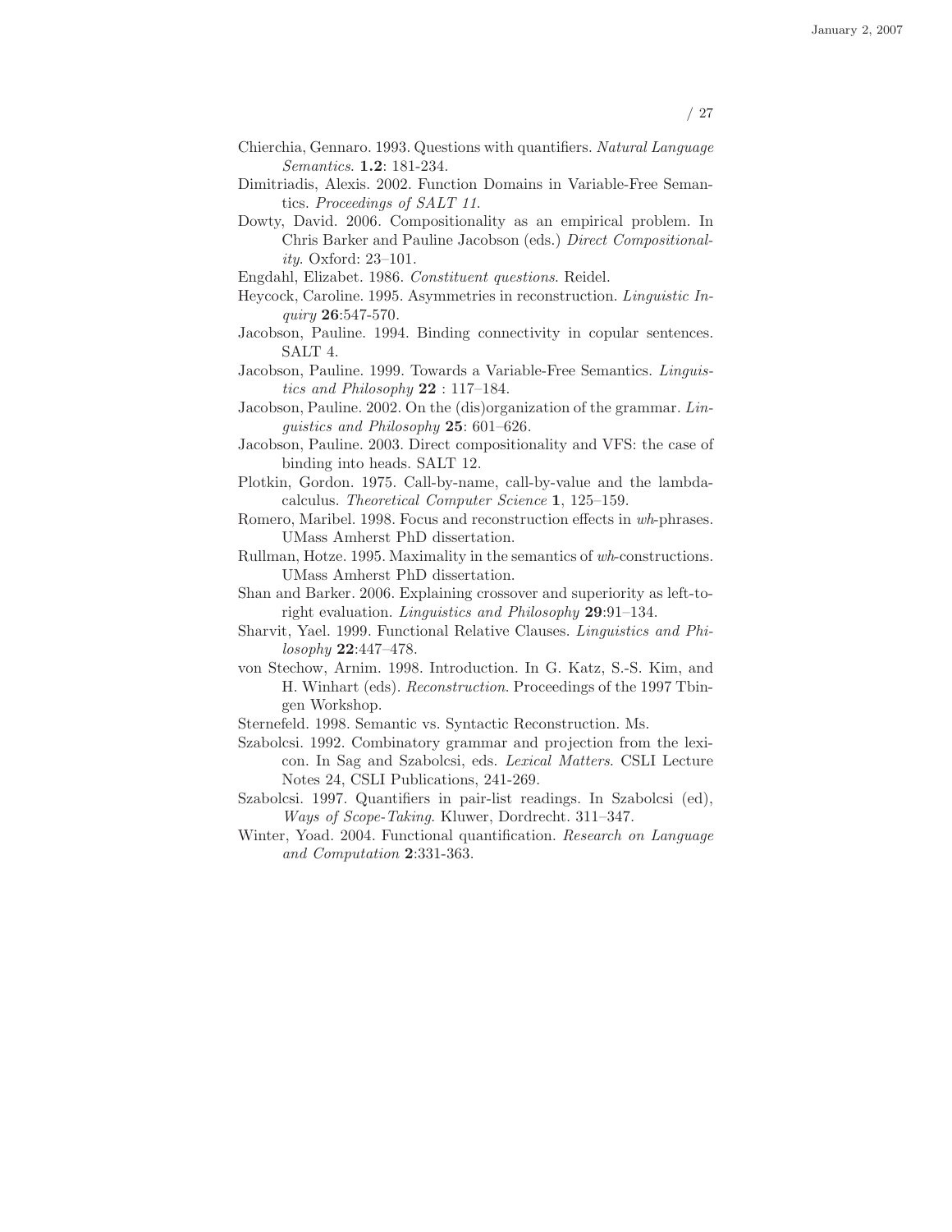Chierchia, Gennaro. 1993. Questions with quantifiers. *Natural Language Semantics*. **1.2**: 181-234.

Dimitriadis, Alexis. 2002. Function Domains in Variable-Free Semantics. *Proceedings of SALT 11*.

Dowty, David. 2006. Compositionality as an empirical problem. In Chris Barker and Pauline Jacobson (eds.) *Direct Compositionality*. Oxford: 23–101.

Engdahl, Elizabet. 1986. *Constituent questions*. Reidel.

Heycock, Caroline. 1995. Asymmetries in reconstruction. *Linguistic Inquiry* **26**:547-570.

Jacobson, Pauline. 1994. Binding connectivity in copular sentences. SALT 4.

Jacobson, Pauline. 1999. Towards a Variable-Free Semantics. *Linguistics and Philosophy* **22** : 117–184.

Jacobson, Pauline. 2002. On the (dis)organization of the grammar. *Linguistics and Philosophy* **25**: 601–626.

Jacobson, Pauline. 2003. Direct compositionality and VFS: the case of binding into heads. SALT 12.

Plotkin, Gordon. 1975. Call-by-name, call-by-value and the lambda-calculus. *Theoretical Computer Science* **1**, 125–159.

Romero, Maribel. 1998. Focus and reconstruction effects in *wh*-phrases. UMass Amherst PhD dissertation.

Rullman, Hotze. 1995. Maximality in the semantics of *wh*-constructions. UMass Amherst PhD dissertation.

Shan and Barker. 2006. Explaining crossover and superiority as left-to-right evaluation. *Linguistics and Philosophy* **29**:91–134.

Sharvit, Yael. 1999. Functional Relative Clauses. *Linguistics and Philosophy* **22**:447–478.

von Stechow, Arnim. 1998. Introduction. In G. Katz, S.-S. Kim, and H. Winhart (eds). *Reconstruction*. Proceedings of the 1997 Tbingen Workshop.

Sternefeld. 1998. Semantic vs. Syntactic Reconstruction. Ms.

Szabolcsi. 1992. Combinatory grammar and projection from the lexicon. In Sag and Szabolcsi, eds. *Lexical Matters*. CSLI Lecture Notes 24, CSLI Publications, 241-269.

Szabolcsi. 1997. Quantifiers in pair-list readings. In Szabolcsi (ed), *Ways of Scope-Taking*. Kluwer, Dordrecht. 311–347.

Winter, Yoad. 2004. Functional quantification. *Research on Language and Computation* **2**:331-363.